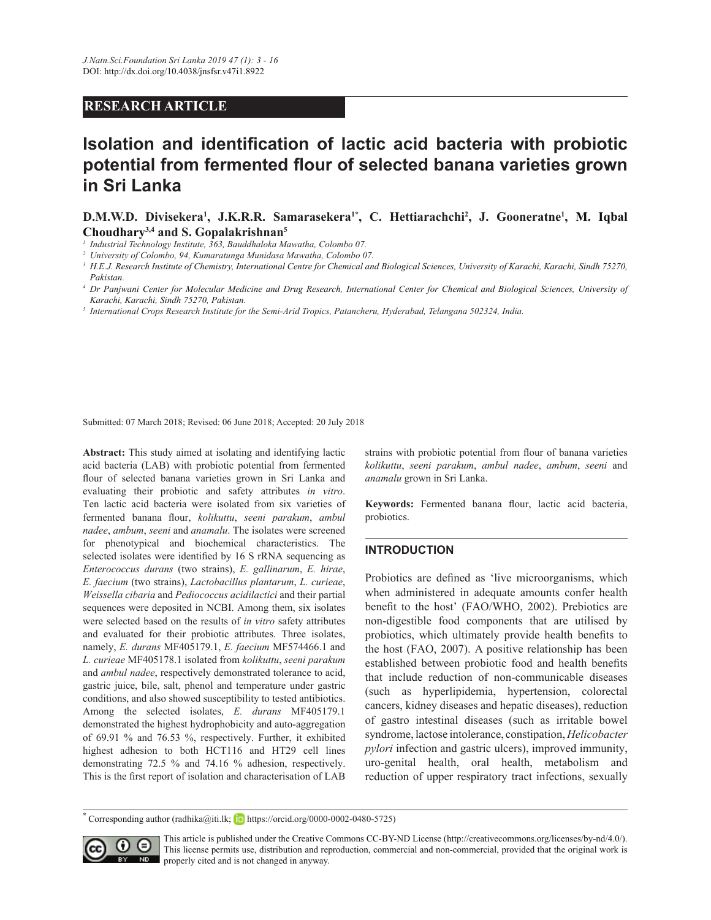**RESEARCH ARTICLE**

# Isolation and identification of lactic acid bacteria with probiotic potential from fermented flour of selected banana varieties grown in Sri Lanka

**D.M.W.D. Divisekera[1], J.K.R.R. Samarasekera[1*], C. Hettiarachchi[2], J. Gooneratne[1], M. Iqbal Choudhary[3,4] and S. Gopalakrishnan[5]**

[1] *Industrial Technology Institute, 363, Bauddhaloka Mawatha, Colombo 07.*
[2] *University of Colombo, 94, Kumaratunga Munidasa Mawatha, Colombo 07.*
[3] *H.E.J. Research Institute of Chemistry, International Centre for Chemical and Biological Sciences, University of Karachi, Karachi, Sindh 75270, Pakistan.*
[4] *Dr Panjwani Center for Molecular Medicine and Drug Research, International Center for Chemical and Biological Sciences, University of Karachi, Karachi, Sindh 75270, Pakistan.*
[5] *International Crops Research Institute for the Semi-Arid Tropics, Patancheru, Hyderabad, Telangana 502324, India.*

Submitted: 07 March 2018; Revised: 06 June 2018; Accepted: 20 July 2018

**Abstract:** This study aimed at isolating and identifying lactic acid bacteria (LAB) with probiotic potential from fermented flour of selected banana varieties grown in Sri Lanka and evaluating their probiotic and safety attributes *in vitro*. Ten lactic acid bacteria were isolated from six varieties of fermented banana flour, *kolikuttu*, *seeni parakum*, *ambul nadee*, *ambum*, *seeni* and *anamalu*. The isolates were screened for phenotypical and biochemical characteristics. The selected isolates were identified by 16 S rRNA sequencing as *Enterococcus durans* (two strains), *E. gallinarum*, *E. hirae*, *E. faecium* (two strains), *Lactobacillus plantarum*, *L. curieae*, *Weissella cibaria* and *Pediococcus acidilactici* and their partial sequences were deposited in NCBI. Among them, six isolates were selected based on the results of *in vitro* safety attributes and evaluated for their probiotic attributes. Three isolates, namely, *E. durans* MF405179.1, *E. faecium* MF574466.1 and *L. curieae* MF405178.1 isolated from *kolikuttu*, *seeni parakum* and *ambul nadee*, respectively demonstrated tolerance to acid, gastric juice, bile, salt, phenol and temperature under gastric conditions, and also showed susceptibility to tested antibiotics. Among the selected isolates, *E. durans* MF405179.1 demonstrated the highest hydrophobicity and auto-aggregation of 69.91 % and 76.53 %, respectively. Further, it exhibited highest adhesion to both HCT116 and HT29 cell lines demonstrating 72.5 % and 74.16 % adhesion, respectively. This is the first report of isolation and characterisation of LAB strains with probiotic potential from flour of banana varieties *kolikuttu*, *seeni parakum*, *ambul nadee*, *ambum*, *seeni* and *anamalu* grown in Sri Lanka.

**Keywords:** Fermented banana flour, lactic acid bacteria, probiotics.

## INTRODUCTION

Probiotics are defined as 'live microorganisms, which when administered in adequate amounts confer health benefit to the host' (FAO/WHO, 2002). Prebiotics are non-digestible food components that are utilised by probiotics, which ultimately provide health benefits to the host (FAO, 2007). A positive relationship has been established between probiotic food and health benefits that include reduction of non-communicable diseases (such as hyperlipidemia, hypertension, colorectal cancers, kidney diseases and hepatic diseases), reduction of gastro intestinal diseases (such as irritable bowel syndrome, lactose intolerance, constipation, *Helicobacter pylori* infection and gastric ulcers), improved immunity, uro-genital health, oral health, metabolism and reduction of upper respiratory tract infections, sexually

[*] Corresponding author (radhika@iti.lk; https://orcid.org/0000-0002-0480-5725)

This article is published under the Creative Commons CC-BY-ND License (http://creativecommons.org/licenses/by-nd/4.0/). This license permits use, distribution and reproduction, commercial and non-commercial, provided that the original work is properly cited and is not changed in anyway.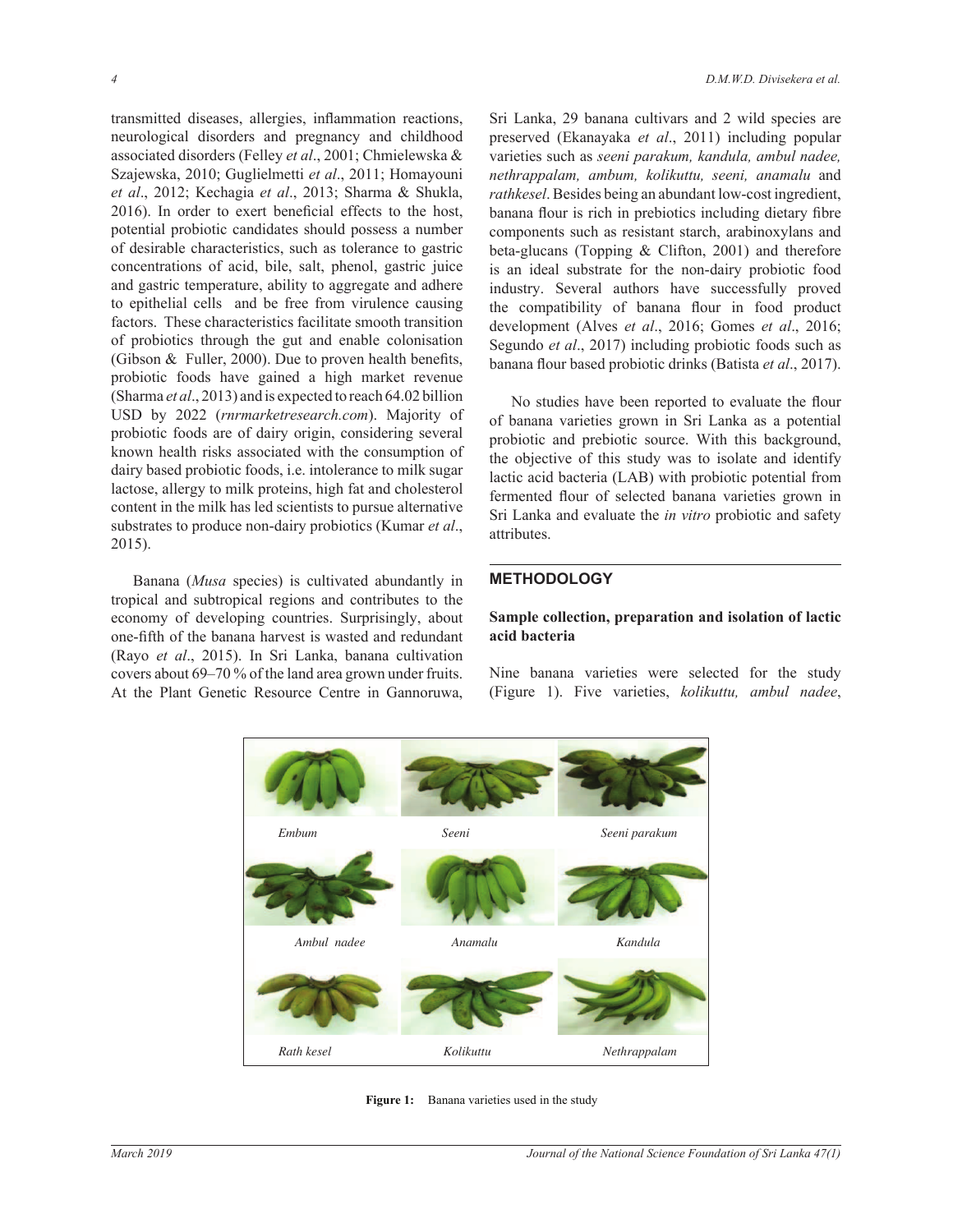transmitted diseases, allergies, inflammation reactions, neurological disorders and pregnancy and childhood associated disorders (Felley *et al*., 2001; Chmielewska & Szajewska, 2010; Guglielmetti *et al*., 2011; Homayouni *et al*., 2012; Kechagia *et al*., 2013; Sharma & Shukla, 2016). In order to exert beneficial effects to the host, potential probiotic candidates should possess a number of desirable characteristics, such as tolerance to gastric concentrations of acid, bile, salt, phenol, gastric juice and gastric temperature, ability to aggregate and adhere to epithelial cells and be free from virulence causing factors. These characteristics facilitate smooth transition of probiotics through the gut and enable colonisation (Gibson & Fuller, 2000). Due to proven health benefits, probiotic foods have gained a high market revenue (Sharma *et al*., 2013) and is expected to reach 64.02 billion USD by 2022 (*rnrmarketresearch.com*). Majority of probiotic foods are of dairy origin, considering several known health risks associated with the consumption of dairy based probiotic foods, i.e. intolerance to milk sugar lactose, allergy to milk proteins, high fat and cholesterol content in the milk has led scientists to pursue alternative substrates to produce non-dairy probiotics (Kumar *et al*., 2015).

Banana (*Musa* species) is cultivated abundantly in tropical and subtropical regions and contributes to the economy of developing countries. Surprisingly, about one-fifth of the banana harvest is wasted and redundant (Rayo *et al*., 2015). In Sri Lanka, banana cultivation covers about 69–70 % of the land area grown under fruits. At the Plant Genetic Resource Centre in Gannoruwa, Sri Lanka, 29 banana cultivars and 2 wild species are preserved (Ekanayaka *et al*., 2011) including popular varieties such as *seeni parakum, kandula, ambul nadee, nethrappalam, ambum, kolikuttu, seeni, anamalu* and *rathkesel*. Besides being an abundant low-cost ingredient, banana flour is rich in prebiotics including dietary fibre components such as resistant starch, arabinoxylans and beta-glucans (Topping & Clifton, 2001) and therefore is an ideal substrate for the non-dairy probiotic food industry. Several authors have successfully proved the compatibility of banana flour in food product development (Alves *et al*., 2016; Gomes *et al*., 2016; Segundo *et al*., 2017) including probiotic foods such as banana flour based probiotic drinks (Batista *et al*., 2017).

No studies have been reported to evaluate the flour of banana varieties grown in Sri Lanka as a potential probiotic and prebiotic source. With this background, the objective of this study was to isolate and identify lactic acid bacteria (LAB) with probiotic potential from fermented flour of selected banana varieties grown in Sri Lanka and evaluate the *in vitro* probiotic and safety attributes.

## METHODOLOGY

### Sample collection, preparation and isolation of lactic acid bacteria

Nine banana varieties were selected for the study (Figure 1). Five varieties, *kolikuttu, ambul nadee*,

*Embum* | *Seeni* | *Seeni parakum* | *Ambul nadee* | *Anamalu* | *Kandula* | *Rath kesel* | *Kolikuttu* | *Nethrappalam*

**Figure 1:** Banana varieties used in the study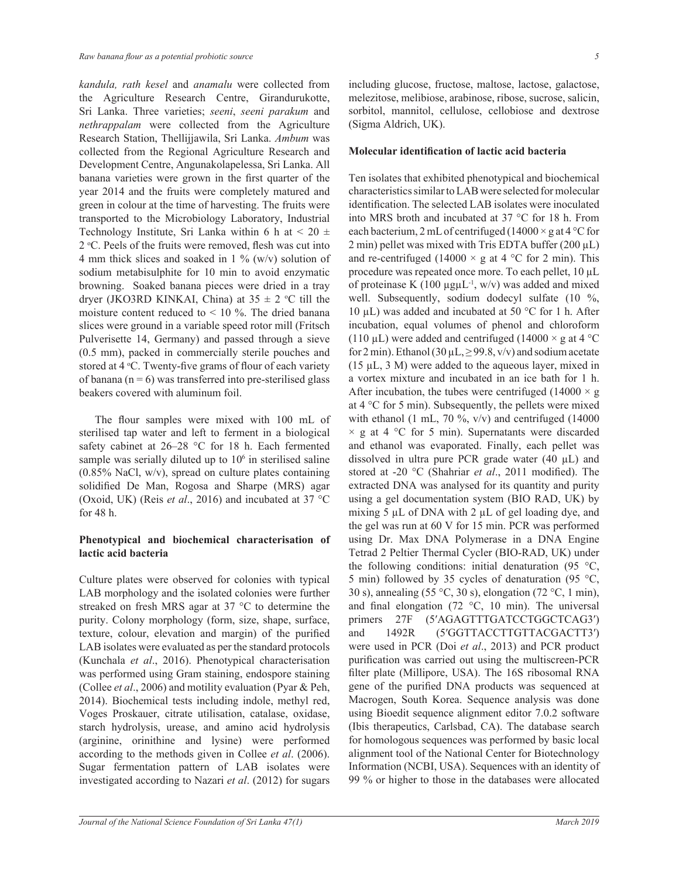*kandula, rath kesel* and *anamalu* were collected from the Agriculture Research Centre, Girandurukotte, Sri Lanka. Three varieties; *seeni*, *seeni parakum* and *nethrappalam* were collected from the Agriculture Research Station, Thellijjawila, Sri Lanka. *Ambum* was collected from the Regional Agriculture Research and Development Centre, Angunakolapelessa, Sri Lanka. All banana varieties were grown in the first quarter of the year 2014 and the fruits were completely matured and green in colour at the time of harvesting. The fruits were transported to the Microbiology Laboratory, Industrial Technology Institute, Sri Lanka within 6 h at < 20 ± 2 °C. Peels of the fruits were removed, flesh was cut into 4 mm thick slices and soaked in 1 % (w/v) solution of sodium metabisulphite for 10 min to avoid enzymatic browning. Soaked banana pieces were dried in a tray dryer (JKO3RD KINKAI, China) at 35 ± 2 °C till the moisture content reduced to < 10 %. The dried banana slices were ground in a variable speed rotor mill (Fritsch Pulverisette 14, Germany) and passed through a sieve (0.5 mm), packed in commercially sterile pouches and stored at 4 °C. Twenty-five grams of flour of each variety of banana (n = 6) was transferred into pre-sterilised glass beakers covered with aluminum foil.

The flour samples were mixed with 100 mL of sterilised tap water and left to ferment in a biological safety cabinet at 26–28 °C for 18 h. Each fermented sample was serially diluted up to $10^6$ in sterilised saline (0.85% NaCl, w/v), spread on culture plates containing solidified De Man, Rogosa and Sharpe (MRS) agar (Oxoid, UK) (Reis *et al*., 2016) and incubated at 37 °C for 48 h.

## Phenotypical and biochemical characterisation of lactic acid bacteria

Culture plates were observed for colonies with typical LAB morphology and the isolated colonies were further streaked on fresh MRS agar at 37 °C to determine the purity. Colony morphology (form, size, shape, surface, texture, colour, elevation and margin) of the purified LAB isolates were evaluated as per the standard protocols (Kunchala *et al*., 2016). Phenotypical characterisation was performed using Gram staining, endospore staining (Collee *et al*., 2006) and motility evaluation (Pyar & Peh, 2014). Biochemical tests including indole, methyl red, Voges Proskauer, citrate utilisation, catalase, oxidase, starch hydrolysis, urease, and amino acid hydrolysis (arginine, orinithine and lysine) were performed according to the methods given in Collee *et al*. (2006). Sugar fermentation pattern of LAB isolates were investigated according to Nazari *et al*. (2012) for sugars including glucose, fructose, maltose, lactose, galactose, melezitose, melibiose, arabinose, ribose, sucrose, salicin, sorbitol, mannitol, cellulose, cellobiose and dextrose (Sigma Aldrich, UK).

## Molecular identification of lactic acid bacteria

Ten isolates that exhibited phenotypical and biochemical characteristics similar to LAB were selected for molecular identification. The selected LAB isolates were inoculated into MRS broth and incubated at 37 °C for 18 h. From each bacterium, 2 mL of centrifuged (14000 × g at 4 °C for 2 min) pellet was mixed with Tris EDTA buffer (200 µL) and re-centrifuged (14000 × g at 4 °C for 2 min). This procedure was repeated once more. To each pellet, 10 µL of proteinase K (100 µgµL$^{-1}$, w/v) was added and mixed well. Subsequently, sodium dodecyl sulfate (10 %, 10 µL) was added and incubated at 50 °C for 1 h. After incubation, equal volumes of phenol and chloroform (110 µL) were added and centrifuged (14000 × g at 4 °C for 2 min). Ethanol (30 µL, ≥ 99.8, v/v) and sodium acetate (15 µL, 3 M) were added to the aqueous layer, mixed in a vortex mixture and incubated in an ice bath for 1 h. After incubation, the tubes were centrifuged (14000 × g at 4 °C for 5 min). Subsequently, the pellets were mixed with ethanol (1 mL, 70 %, v/v) and centrifuged (14000 × g at 4 °C for 5 min). Supernatants were discarded and ethanol was evaporated. Finally, each pellet was dissolved in ultra pure PCR grade water (40 µL) and stored at -20 °C (Shahriar *et al*., 2011 modified). The extracted DNA was analysed for its quantity and purity using a gel documentation system (BIO RAD, UK) by mixing 5 µL of DNA with 2 µL of gel loading dye, and the gel was run at 60 V for 15 min. PCR was performed using Dr. Max DNA Polymerase in a DNA Engine Tetrad 2 Peltier Thermal Cycler (BIO-RAD, UK) under the following conditions: initial denaturation (95 °C, 5 min) followed by 35 cycles of denaturation (95 °C, 30 s), annealing (55 °C, 30 s), elongation (72 °C, 1 min), and final elongation (72 °C, 10 min). The universal primers 27F (5′AGAGTTTGATCCTGGCTCAG3′) and 1492R (5′GGTTACCTTGTTACGACTT3′) were used in PCR (Doi *et al*., 2013) and PCR product purification was carried out using the multiscreen-PCR filter plate (Millipore, USA). The 16S ribosomal RNA gene of the purified DNA products was sequenced at Macrogen, South Korea. Sequence analysis was done using Bioedit sequence alignment editor 7.0.2 software (Ibis therapeutics, Carlsbad, CA). The database search for homologous sequences was performed by basic local alignment tool of the National Center for Biotechnology Information (NCBI, USA). Sequences with an identity of 99 % or higher to those in the databases were allocated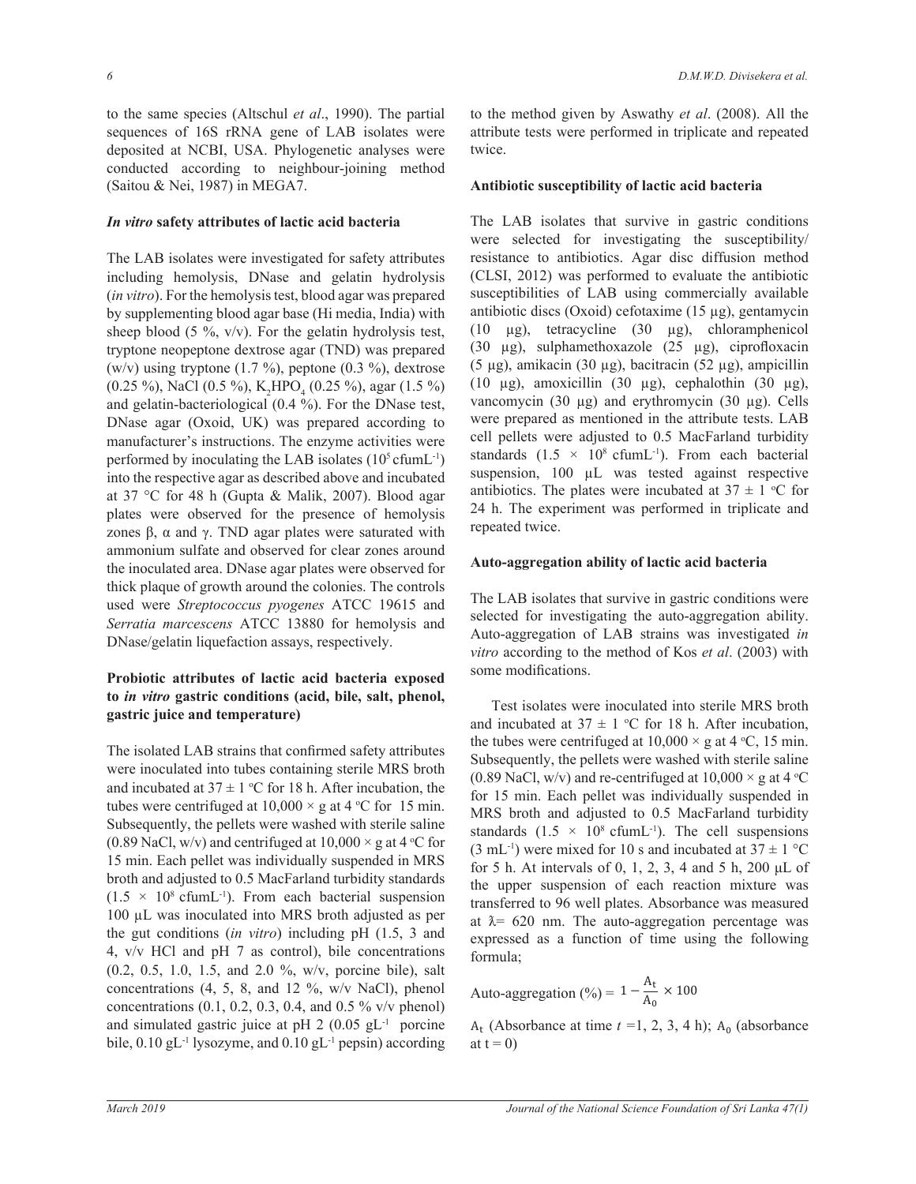to the same species (Altschul *et al*., 1990). The partial sequences of 16S rRNA gene of LAB isolates were deposited at NCBI, USA. Phylogenetic analyses were conducted according to neighbour-joining method (Saitou & Nei, 1987) in MEGA7.

### *In vitro* safety attributes of lactic acid bacteria

The LAB isolates were investigated for safety attributes including hemolysis, DNase and gelatin hydrolysis (*in vitro*). For the hemolysis test, blood agar was prepared by supplementing blood agar base (Hi media, India) with sheep blood (5 %, v/v). For the gelatin hydrolysis test, tryptone neopeptone dextrose agar (TND) was prepared (w/v) using tryptone (1.7 %), peptone (0.3 %), dextrose (0.25 %), NaCl (0.5 %), $K_2HPO_4$ (0.25 %), agar (1.5 %) and gelatin-bacteriological (0.4 %). For the DNase test, DNase agar (Oxoid, UK) was prepared according to manufacturer's instructions. The enzyme activities were performed by inoculating the LAB isolates ($10^5$ cfumL$^{-1}$) into the respective agar as described above and incubated at 37 °C for 48 h (Gupta & Malik, 2007). Blood agar plates were observed for the presence of hemolysis zones β, α and γ. TND agar plates were saturated with ammonium sulfate and observed for clear zones around the inoculated area. DNase agar plates were observed for thick plaque of growth around the colonies. The controls used were *Streptococcus pyogenes* ATCC 19615 and *Serratia marcescens* ATCC 13880 for hemolysis and DNase/gelatin liquefaction assays, respectively.

### Probiotic attributes of lactic acid bacteria exposed to *in vitro* gastric conditions (acid, bile, salt, phenol, gastric juice and temperature)

The isolated LAB strains that confirmed safety attributes were inoculated into tubes containing sterile MRS broth and incubated at 37 ± 1 °C for 18 h. After incubation, the tubes were centrifuged at 10,000 × g at 4 °C for 15 min. Subsequently, the pellets were washed with sterile saline (0.89 NaCl, w/v) and centrifuged at 10,000 × g at 4 °C for 15 min. Each pellet was individually suspended in MRS broth and adjusted to 0.5 MacFarland turbidity standards (1.5 × $10^8$ cfumL$^{-1}$). From each bacterial suspension 100 µL was inoculated into MRS broth adjusted as per the gut conditions (*in vitro*) including pH (1.5, 3 and 4, v/v HCl and pH 7 as control), bile concentrations (0.2, 0.5, 1.0, 1.5, and 2.0 %, w/v, porcine bile), salt concentrations (4, 5, 8, and 12 %, w/v NaCl), phenol concentrations (0.1, 0.2, 0.3, 0.4, and 0.5 % v/v phenol) and simulated gastric juice at pH 2 (0.05 gL$^{-1}$ porcine bile, 0.10 gL$^{-1}$ lysozyme, and 0.10 gL$^{-1}$ pepsin) according to the method given by Aswathy *et al*. (2008). All the attribute tests were performed in triplicate and repeated twice.

### Antibiotic susceptibility of lactic acid bacteria

The LAB isolates that survive in gastric conditions were selected for investigating the susceptibility/resistance to antibiotics. Agar disc diffusion method (CLSI, 2012) was performed to evaluate the antibiotic susceptibilities of LAB using commercially available antibiotic discs (Oxoid) cefotaxime (15 µg), gentamycin (10 µg), tetracycline (30 µg), chloramphenicol (30 µg), sulphamethoxazole (25 µg), ciprofloxacin (5 µg), amikacin (30 µg), bacitracin (52 µg), ampicillin (10 µg), amoxicillin (30 µg), cephalothin (30 µg), vancomycin (30 µg) and erythromycin (30 µg). Cells were prepared as mentioned in the attribute tests. LAB cell pellets were adjusted to 0.5 MacFarland turbidity standards (1.5 × $10^8$ cfumL$^{-1}$). From each bacterial suspension, 100 µL was tested against respective antibiotics. The plates were incubated at 37 ± 1 °C for 24 h. The experiment was performed in triplicate and repeated twice.

### Auto-aggregation ability of lactic acid bacteria

The LAB isolates that survive in gastric conditions were selected for investigating the auto-aggregation ability. Auto-aggregation of LAB strains was investigated *in vitro* according to the method of Kos *et al*. (2003) with some modifications.

Test isolates were inoculated into sterile MRS broth and incubated at 37 ± 1 °C for 18 h. After incubation, the tubes were centrifuged at 10,000 × g at 4 °C, 15 min. Subsequently, the pellets were washed with sterile saline (0.89 NaCl, w/v) and re-centrifuged at 10,000 × g at 4 °C for 15 min. Each pellet was individually suspended in MRS broth and adjusted to 0.5 MacFarland turbidity standards (1.5 × $10^8$ cfumL$^{-1}$). The cell suspensions (3 mL$^{-1}$) were mixed for 10 s and incubated at 37 ± 1 °C for 5 h. At intervals of 0, 1, 2, 3, 4 and 5 h, 200 µL of the upper suspension of each reaction mixture was transferred to 96 well plates. Absorbance was measured at λ= 620 nm. The auto-aggregation percentage was expressed as a function of time using the following formula;

$$\text{Auto-aggregation (\%)} = 1 - \frac{A_t}{A_0} \times 100$$

$A_t$ (Absorbance at time $t$ =1, 2, 3, 4 h); $A_0$ (absorbance at t = 0)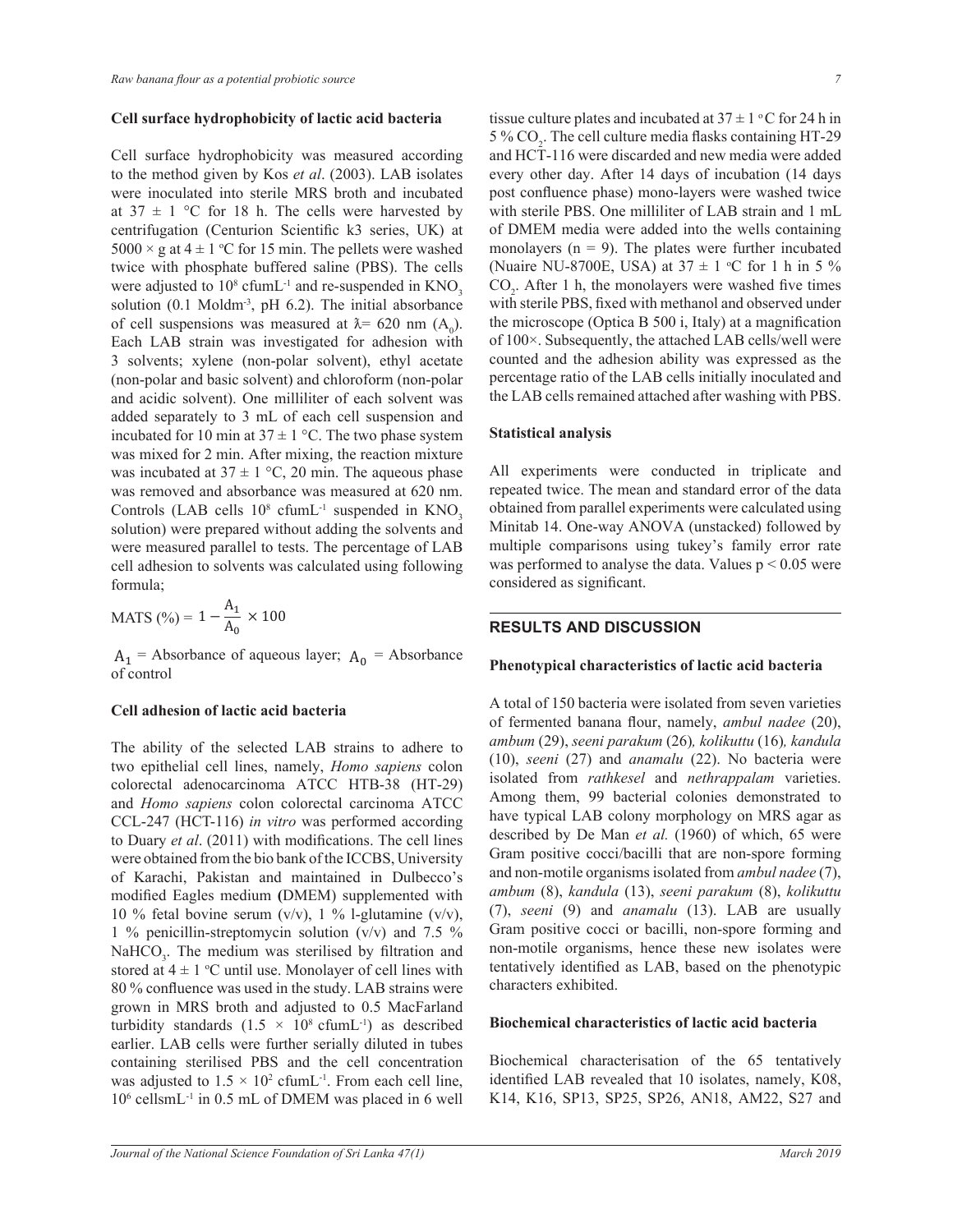### Cell surface hydrophobicity of lactic acid bacteria

Cell surface hydrophobicity was measured according to the method given by Kos *et al*. (2003). LAB isolates were inoculated into sterile MRS broth and incubated at 37 ± 1 °C for 18 h. The cells were harvested by centrifugation (Centurion Scientific k3 series, UK) at 5000 × g at 4 ± 1 °C for 15 min. The pellets were washed twice with phosphate buffered saline (PBS). The cells were adjusted to $10^8$ cfumL$^{-1}$ and re-suspended in $KNO_3$ solution (0.1 Moldm$^{-3}$, pH 6.2). The initial absorbance of cell suspensions was measured at λ= 620 nm ($A_0$). Each LAB strain was investigated for adhesion with 3 solvents; xylene (non-polar solvent), ethyl acetate (non-polar and basic solvent) and chloroform (non-polar and acidic solvent). One milliliter of each solvent was added separately to 3 mL of each cell suspension and incubated for 10 min at 37 ± 1 °C. The two phase system was mixed for 2 min. After mixing, the reaction mixture was incubated at 37 ± 1 °C, 20 min. The aqueous phase was removed and absorbance was measured at 620 nm. Controls (LAB cells $10^8$ cfumL$^{-1}$ suspended in $KNO_3$ solution) were prepared without adding the solvents and were measured parallel to tests. The percentage of LAB cell adhesion to solvents was calculated using following formula;

$$\text{MATS (\%)} = 1 - \frac{A_1}{A_0} \times 100$$

$A_1$ = Absorbance of aqueous layer; $A_0$ = Absorbance of control

### Cell adhesion of lactic acid bacteria

The ability of the selected LAB strains to adhere to two epithelial cell lines, namely, *Homo sapiens* colon colorectal adenocarcinoma ATCC HTB-38 (HT-29) and *Homo sapiens* colon colorectal carcinoma ATCC CCL-247 (HCT-116) *in vitro* was performed according to Duary *et al*. (2011) with modifications. The cell lines were obtained from the bio bank of the ICCBS, University of Karachi, Pakistan and maintained in Dulbecco's modified Eagles medium (DMEM) supplemented with 10 % fetal bovine serum (v/v), 1 % l-glutamine (v/v), 1 % penicillin-streptomycin solution (v/v) and 7.5 % $NaHCO_3$. The medium was sterilised by filtration and stored at 4 ± 1 °C until use. Monolayer of cell lines with 80 % confluence was used in the study. LAB strains were grown in MRS broth and adjusted to 0.5 MacFarland turbidity standards ($1.5 \times 10^8$ cfumL$^{-1}$) as described earlier. LAB cells were further serially diluted in tubes containing sterilised PBS and the cell concentration was adjusted to $1.5 \times 10^2$ cfumL$^{-1}$. From each cell line, $10^6$ cellsmL$^{-1}$ in 0.5 mL of DMEM was placed in 6 well tissue culture plates and incubated at 37 ± 1 °C for 24 h in 5 % $CO_2$. The cell culture media flasks containing HT-29 and HCT-116 were discarded and new media were added every other day. After 14 days of incubation (14 days post confluence phase) mono-layers were washed twice with sterile PBS. One milliliter of LAB strain and 1 mL of DMEM media were added into the wells containing monolayers (n = 9). The plates were further incubated (Nuaire NU-8700E, USA) at 37 ± 1 °C for 1 h in 5 % $CO_2$. After 1 h, the monolayers were washed five times with sterile PBS, fixed with methanol and observed under the microscope (Optica B 500 i, Italy) at a magnification of 100×. Subsequently, the attached LAB cells/well were counted and the adhesion ability was expressed as the percentage ratio of the LAB cells initially inoculated and the LAB cells remained attached after washing with PBS.

### Statistical analysis

All experiments were conducted in triplicate and repeated twice. The mean and standard error of the data obtained from parallel experiments were calculated using Minitab 14. One-way ANOVA (unstacked) followed by multiple comparisons using tukey's family error rate was performed to analyse the data. Values $p < 0.05$ were considered as significant.

## RESULTS AND DISCUSSION

### Phenotypical characteristics of lactic acid bacteria

A total of 150 bacteria were isolated from seven varieties of fermented banana flour, namely, *ambul nadee* (20), *ambum* (29), *seeni parakum* (26), *kolikuttu* (16), *kandula* (10), *seeni* (27) and *anamalu* (22). No bacteria were isolated from *rathkesel* and *nethrappalam* varieties. Among them, 99 bacterial colonies demonstrated to have typical LAB colony morphology on MRS agar as described by De Man *et al.* (1960) of which, 65 were Gram positive cocci/bacilli that are non-spore forming and non-motile organisms isolated from *ambul nadee* (7), *ambum* (8), *kandula* (13), *seeni parakum* (8), *kolikuttu* (7), *seeni* (9) and *anamalu* (13). LAB are usually Gram positive cocci or bacilli, non-spore forming and non-motile organisms, hence these new isolates were tentatively identified as LAB, based on the phenotypic characters exhibited.

### Biochemical characteristics of lactic acid bacteria

Biochemical characterisation of the 65 tentatively identified LAB revealed that 10 isolates, namely, K08, K14, K16, SP13, SP25, SP26, AN18, AM22, S27 and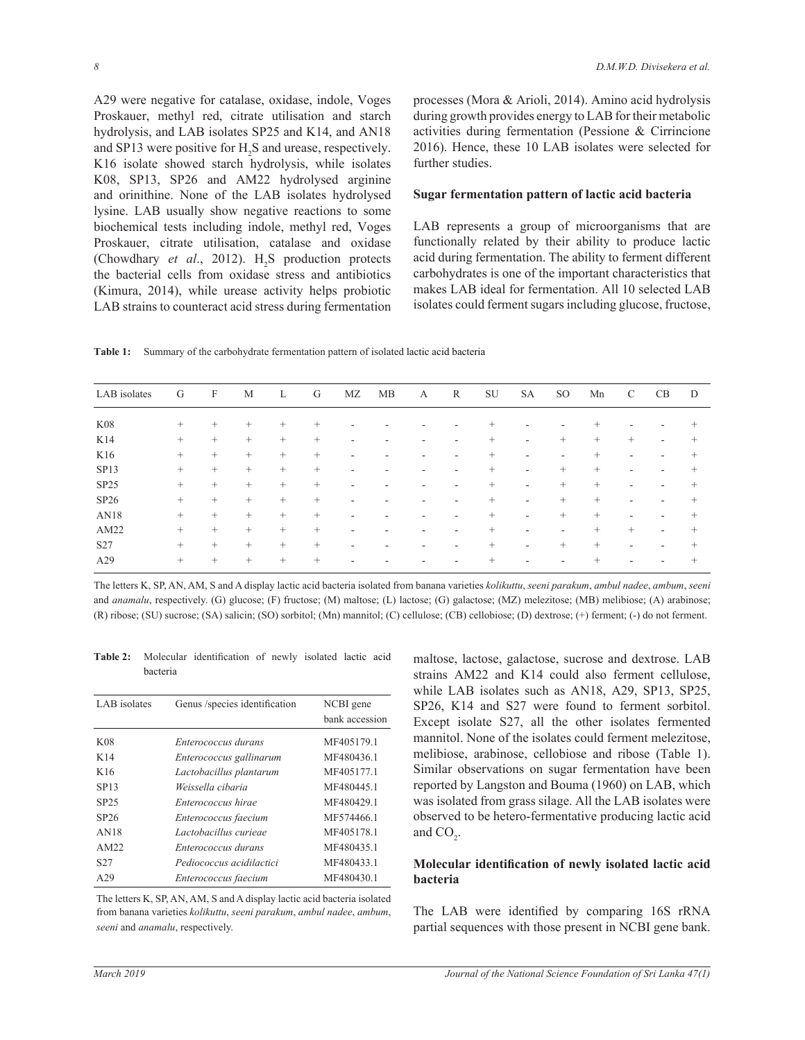A29 were negative for catalase, oxidase, indole, Voges Proskauer, methyl red, citrate utilisation and starch hydrolysis, and LAB isolates SP25 and K14, and AN18 and SP13 were positive for $H_2S$ and urease, respectively. K16 isolate showed starch hydrolysis, while isolates K08, SP13, SP26 and AM22 hydrolysed arginine and orinithine. None of the LAB isolates hydrolysed lysine. LAB usually show negative reactions to some biochemical tests including indole, methyl red, Voges Proskauer, citrate utilisation, catalase and oxidase (Chowdhary *et al*., 2012). $H_2S$ production protects the bacterial cells from oxidase stress and antibiotics (Kimura, 2014), while urease activity helps probiotic LAB strains to counteract acid stress during fermentation processes (Mora & Arioli, 2014). Amino acid hydrolysis during growth provides energy to LAB for their metabolic activities during fermentation (Pessione & Cirrincione 2016). Hence, these 10 LAB isolates were selected for further studies.

### Sugar fermentation pattern of lactic acid bacteria

LAB represents a group of microorganisms that are functionally related by their ability to produce lactic acid during fermentation. The ability to ferment different carbohydrates is one of the important characteristics that makes LAB ideal for fermentation. All 10 selected LAB isolates could ferment sugars including glucose, fructose, maltose, lactose, galactose, sucrose and dextrose. LAB strains AM22 and K14 could also ferment cellulose, while LAB isolates such as AN18, A29, SP13, SP25, SP26, K14 and S27 were found to ferment sorbitol. Except isolate S27, all the other isolates fermented mannitol. None of the isolates could ferment melezitose, melibiose, arabinose, cellobiose and ribose (Table 1). Similar observations on sugar fermentation have been reported by Langston and Bouma (1960) on LAB, which was isolated from grass silage. All the LAB isolates were observed to be hetero-fermentative producing lactic acid and $CO_2$.

**Table 1:** Summary of the carbohydrate fermentation pattern of isolated lactic acid bacteria

| LAB isolates | G | F | M | L | G | MZ | MB | A | R | SU | SA | SO | Mn | C | CB | D |
|---|---|---|---|---|---|---|---|---|---|---|---|---|---|---|---|---|
| K08 | + | + | + | + | + | - | - | - | - | + | - | - | + | - | - | + |
| K14 | + | + | + | + | + | - | - | - | - | + | - | + | + | + | - | + |
| K16 | + | + | + | + | + | - | - | - | - | + | - | - | + | - | - | + |
| SP13 | + | + | + | + | + | - | - | - | - | + | - | + | + | - | - | + |
| SP25 | + | + | + | + | + | - | - | - | - | + | - | + | + | - | - | + |
| SP26 | + | + | + | + | + | - | - | - | - | + | - | + | + | - | - | + |
| AN18 | + | + | + | + | + | - | - | - | - | + | - | + | + | - | - | + |
| AM22 | + | + | + | + | + | - | - | - | - | + | - | - | + | + | - | + |
| S27 | + | + | + | + | + | - | - | - | - | + | - | + | + | - | - | + |
| A29 | + | + | + | + | + | - | - | - | - | + | - | - | + | - | - | + |

The letters K, SP, AN, AM, S and A display lactic acid bacteria isolated from banana varieties *kolikuttu*, *seeni parakum*, *ambul nadee*, *ambum*, *seeni* and *anamalu*, respectively. (G) glucose; (F) fructose; (M) maltose; (L) lactose; (G) galactose; (MZ) melezitose; (MB) melibiose; (A) arabinose; (R) ribose; (SU) sucrose; (SA) salicin; (SO) sorbitol; (Mn) mannitol; (C) cellulose; (CB) cellobiose; (D) dextrose; (+) ferment; (-) do not ferment.

**Table 2:** Molecular identification of newly isolated lactic acid bacteria

| LAB isolates | Genus /species identification | NCBI gene bank accession |
|---|---|---|
| K08 | *Enterococcus durans* | MF405179.1 |
| K14 | *Enterococcus gallinarum* | MF480436.1 |
| K16 | *Lactobacillus plantarum* | MF405177.1 |
| SP13 | *Weissella cibaria* | MF480445.1 |
| SP25 | *Enterococcus hirae* | MF480429.1 |
| SP26 | *Enterococcus faecium* | MF574466.1 |
| AN18 | *Lactobacillus curieae* | MF405178.1 |
| AM22 | *Enterococcus durans* | MF480435.1 |
| S27 | *Pediococcus acidilactici* | MF480433.1 |
| A29 | *Enterococcus faecium* | MF480430.1 |

The letters K, SP, AN, AM, S and A display lactic acid bacteria isolated from banana varieties *kolikuttu*, *seeni parakum*, *ambul nadee*, *ambum*, *seeni* and *anamalu*, respectively.

### Molecular identification of newly isolated lactic acid bacteria

The LAB were identified by comparing 16S rRNA partial sequences with those present in NCBI gene bank.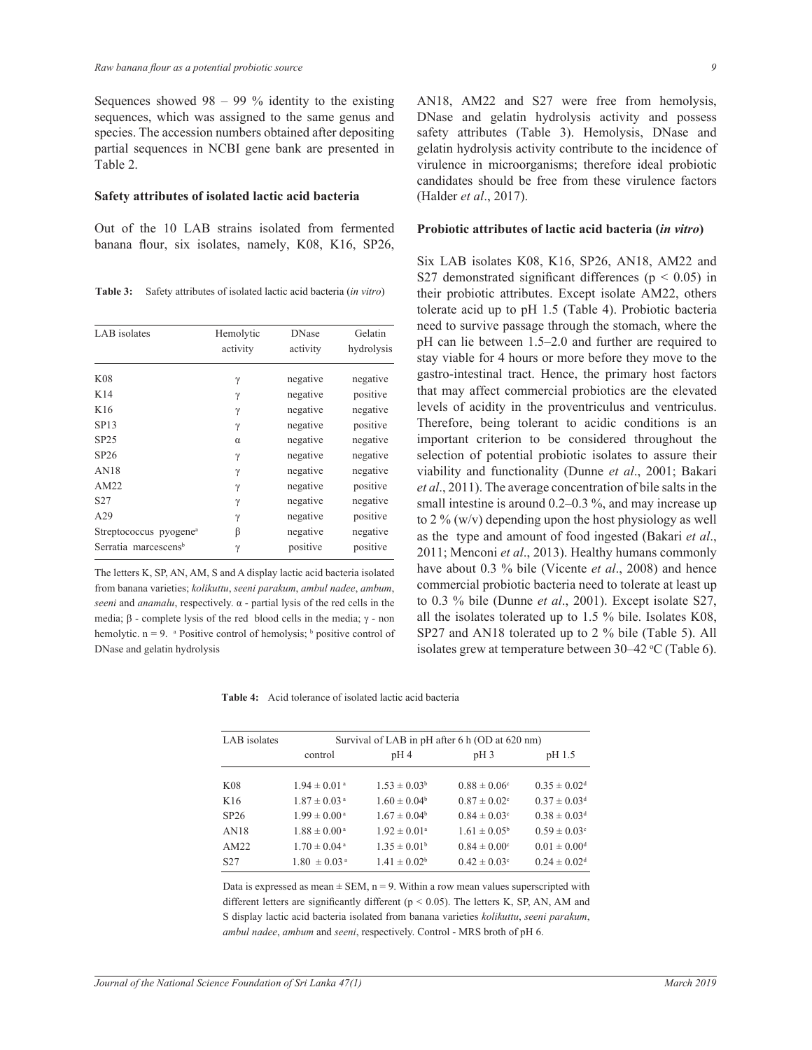Sequences showed 98 – 99 % identity to the existing sequences, which was assigned to the same genus and species. The accession numbers obtained after depositing partial sequences in NCBI gene bank are presented in Table 2.

### Safety attributes of isolated lactic acid bacteria

Out of the 10 LAB strains isolated from fermented banana flour, six isolates, namely, K08, K16, SP26, AN18, AM22 and S27 were free from hemolysis, DNase and gelatin hydrolysis activity and possess safety attributes (Table 3). Hemolysis, DNase and gelatin hydrolysis activity contribute to the incidence of virulence in microorganisms; therefore ideal probiotic candidates should be free from these virulence factors (Halder *et al*., 2017).

**Table 3:** Safety attributes of isolated lactic acid bacteria (*in vitro*)

| LAB isolates | Hemolytic activity | DNase activity | Gelatin hydrolysis |
|---|---|---|---|
| K08 | $\gamma$ | negative | negative |
| K14 | $\gamma$ | negative | positive |
| K16 | $\gamma$ | negative | negative |
| SP13 | $\gamma$ | negative | positive |
| SP25 | $\alpha$ | negative | negative |
| SP26 | $\gamma$ | negative | negative |
| AN18 | $\gamma$ | negative | negative |
| AM22 | $\gamma$ | negative | positive |
| S27 | $\gamma$ | negative | negative |
| A29 | $\gamma$ | negative | positive |
| Streptococcus pyogene[a] | $\beta$ | negative | negative |
| Serratia marcescens[b] | $\gamma$ | positive | positive |

The letters K, SP, AN, AM, S and A display lactic acid bacteria isolated from banana varieties; *kolikuttu*, *seeni parakum*, *ambul nadee*, *ambum*, *seeni* and *anamalu*, respectively. $\alpha$ - partial lysis of the red cells in the media; $\beta$ - complete lysis of the red blood cells in the media; $\gamma$ - non hemolytic. n = 9. [a] Positive control of hemolysis; [b] positive control of DNase and gelatin hydrolysis

### Probiotic attributes of lactic acid bacteria (*in vitro*)

Six LAB isolates K08, K16, SP26, AN18, AM22 and S27 demonstrated significant differences ($p < 0.05$) in their probiotic attributes. Except isolate AM22, others tolerate acid up to pH 1.5 (Table 4). Probiotic bacteria need to survive passage through the stomach, where the pH can lie between 1.5–2.0 and further are required to stay viable for 4 hours or more before they move to the gastro-intestinal tract. Hence, the primary host factors that may affect commercial probiotics are the elevated levels of acidity in the proventriculus and ventriculus. Therefore, being tolerant to acidic conditions is an important criterion to be considered throughout the selection of potential probiotic isolates to assure their viability and functionality (Dunne *et al*., 2001; Bakari *et al*., 2011). The average concentration of bile salts in the small intestine is around 0.2–0.3 %, and may increase up to 2 % (w/v) depending upon the host physiology as well as the type and amount of food ingested (Bakari *et al*., 2011; Menconi *et al*., 2013). Healthy humans commonly have about 0.3 % bile (Vicente *et al*., 2008) and hence commercial probiotic bacteria need to tolerate at least up to 0.3 % bile (Dunne *et al*., 2001). Except isolate S27, all the isolates tolerated up to 1.5 % bile. Isolates K08, SP27 and AN18 tolerated up to 2 % bile (Table 5). All isolates grew at temperature between 30–42 °C (Table 6).

**Table 4:** Acid tolerance of isolated lactic acid bacteria

| LAB isolates | Survival of LAB in pH after 6 h (OD at 620 nm) | | | |
|---|---|---|---|---|
| | control | pH 4 | pH 3 | pH 1.5 |
| K08 | $1.94 \pm 0.01^{a}$ | $1.53 \pm 0.03^{b}$ | $0.88 \pm 0.06^{c}$ | $0.35 \pm 0.02^{d}$ |
| K16 | $1.87 \pm 0.03^{a}$ | $1.60 \pm 0.04^{b}$ | $0.87 \pm 0.02^{c}$ | $0.37 \pm 0.03^{d}$ |
| SP26 | $1.99 \pm 0.00^{a}$ | $1.67 \pm 0.04^{b}$ | $0.84 \pm 0.03^{c}$ | $0.38 \pm 0.03^{d}$ |
| AN18 | $1.88 \pm 0.00^{a}$ | $1.92 \pm 0.01^{a}$ | $1.61 \pm 0.05^{b}$ | $0.59 \pm 0.03^{c}$ |
| AM22 | $1.70 \pm 0.04^{a}$ | $1.35 \pm 0.01^{b}$ | $0.84 \pm 0.00^{c}$ | $0.01 \pm 0.00^{d}$ |
| S27 | $1.80 \pm 0.03^{a}$ | $1.41 \pm 0.02^{b}$ | $0.42 \pm 0.03^{c}$ | $0.24 \pm 0.02^{d}$ |

Data is expressed as mean ± SEM, n = 9. Within a row mean values superscripted with different letters are significantly different ($p < 0.05$). The letters K, SP, AN, AM and S display lactic acid bacteria isolated from banana varieties *kolikuttu*, *seeni parakum*, *ambul nadee*, *ambum* and *seeni*, respectively. Control - MRS broth of pH 6.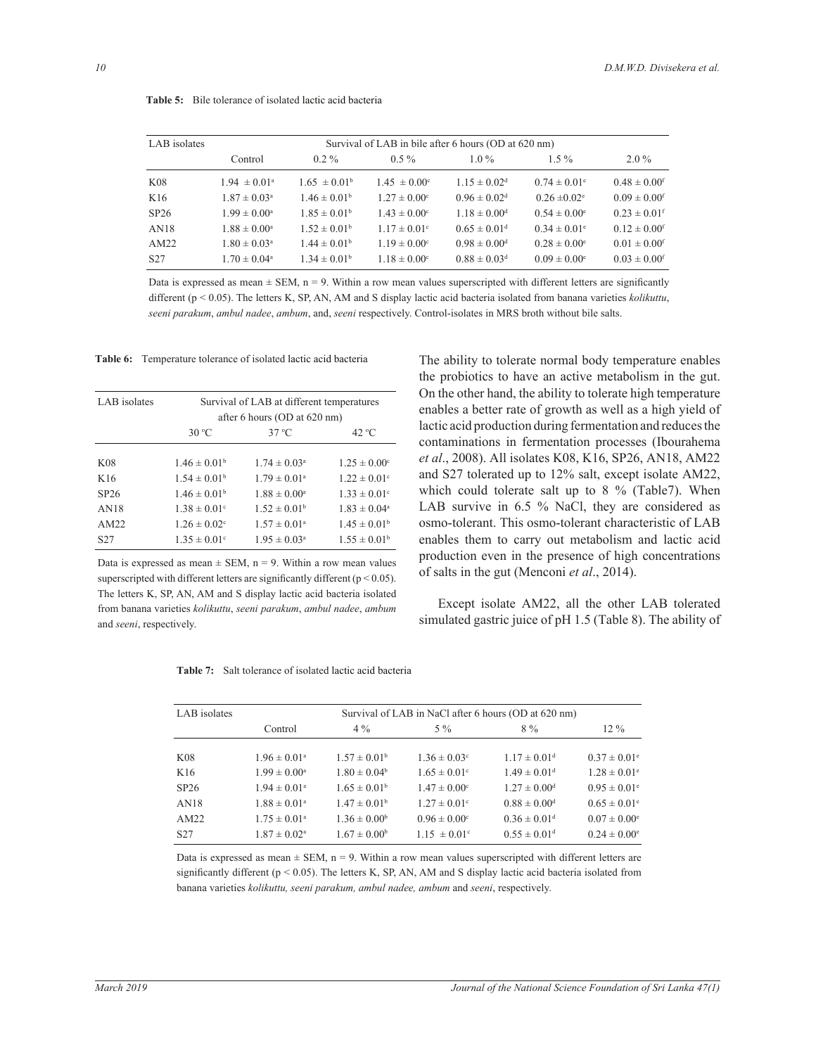**Table 5:** Bile tolerance of isolated lactic acid bacteria

| LAB isolates | Survival of LAB in bile after 6 hours (OD at 620 nm) | | | | | |
|---|---|---|---|---|---|---|
| | Control | 0.2 % | 0.5 % | 1.0 % | 1.5 % | 2.0 % |
| K08 | $1.94 \pm 0.01^{a}$ | $1.65 \pm 0.01^{b}$ | $1.45 \pm 0.00^{c}$ | $1.15 \pm 0.02^{d}$ | $0.74 \pm 0.01^{e}$ | $0.48 \pm 0.00^{f}$ |
| K16 | $1.87 \pm 0.03^{a}$ | $1.46 \pm 0.01^{b}$ | $1.27 \pm 0.00^{c}$ | $0.96 \pm 0.02^{d}$ | $0.26 \pm 0.02^{e}$ | $0.09 \pm 0.00^{f}$ |
| SP26 | $1.99 \pm 0.00^{a}$ | $1.85 \pm 0.01^{b}$ | $1.43 \pm 0.00^{c}$ | $1.18 \pm 0.00^{d}$ | $0.54 \pm 0.00^{e}$ | $0.23 \pm 0.01^{f}$ |
| AN18 | $1.88 \pm 0.00^{a}$ | $1.52 \pm 0.01^{b}$ | $1.17 \pm 0.01^{c}$ | $0.65 \pm 0.01^{d}$ | $0.34 \pm 0.01^{e}$ | $0.12 \pm 0.00^{f}$ |
| AM22 | $1.80 \pm 0.03^{a}$ | $1.44 \pm 0.01^{b}$ | $1.19 \pm 0.00^{c}$ | $0.98 \pm 0.00^{d}$ | $0.28 \pm 0.00^{e}$ | $0.01 \pm 0.00^{f}$ |
| S27 | $1.70 \pm 0.04^{a}$ | $1.34 \pm 0.01^{b}$ | $1.18 \pm 0.00^{c}$ | $0.88 \pm 0.03^{d}$ | $0.09 \pm 0.00^{e}$ | $0.03 \pm 0.00^{f}$ |

Data is expressed as mean ± SEM, n = 9. Within a row mean values superscripted with different letters are significantly different ($p < 0.05$). The letters K, SP, AN, AM and S display lactic acid bacteria isolated from banana varieties *kolikuttu*, *seeni parakum*, *ambul nadee*, *ambum*, and, *seeni* respectively. Control-isolates in MRS broth without bile salts.

**Table 6:** Temperature tolerance of isolated lactic acid bacteria

| LAB isolates | Survival of LAB at different temperatures after 6 hours (OD at 620 nm) | | |
|---|---|---|---|
| | 30 ºC | 37 ºC | 42 ºC |
| K08 | $1.46 \pm 0.01^{b}$ | $1.74 \pm 0.03^{a}$ | $1.25 \pm 0.00^{c}$ |
| K16 | $1.54 \pm 0.01^{b}$ | $1.79 \pm 0.01^{a}$ | $1.22 \pm 0.01^{c}$ |
| SP26 | $1.46 \pm 0.01^{b}$ | $1.88 \pm 0.00^{a}$ | $1.33 \pm 0.01^{c}$ |
| AN18 | $1.38 \pm 0.01^{c}$ | $1.52 \pm 0.01^{b}$ | $1.83 \pm 0.04^{a}$ |
| AM22 | $1.26 \pm 0.02^{c}$ | $1.57 \pm 0.01^{a}$ | $1.45 \pm 0.01^{b}$ |
| S27 | $1.35 \pm 0.01^{c}$ | $1.95 \pm 0.03^{a}$ | $1.55 \pm 0.01^{b}$ |

Data is expressed as mean ± SEM, n = 9. Within a row mean values superscripted with different letters are significantly different ($p < 0.05$). The letters K, SP, AN, AM and S display lactic acid bacteria isolated from banana varieties *kolikuttu*, *seeni parakum*, *ambul nadee*, *ambum* and *seeni*, respectively.

The ability to tolerate normal body temperature enables the probiotics to have an active metabolism in the gut. On the other hand, the ability to tolerate high temperature enables a better rate of growth as well as a high yield of lactic acid production during fermentation and reduces the contaminations in fermentation processes (Ibourahema *et al*., 2008). All isolates K08, K16, SP26, AN18, AM22 and S27 tolerated up to 12% salt, except isolate AM22, which could tolerate salt up to 8 % (Table7). When LAB survive in 6.5 % NaCl, they are considered as osmo-tolerant. This osmo-tolerant characteristic of LAB enables them to carry out metabolism and lactic acid production even in the presence of high concentrations of salts in the gut (Menconi *et al*., 2014).

Except isolate AM22, all the other LAB tolerated simulated gastric juice of pH 1.5 (Table 8). The ability of

**Table 7:** Salt tolerance of isolated lactic acid bacteria

| LAB isolates | Survival of LAB in NaCl after 6 hours (OD at 620 nm) | | | | |
|---|---|---|---|---|---|
| | Control | 4 % | 5 % | 8 % | 12 % |
| K08 | $1.96 \pm 0.01^{a}$ | $1.57 \pm 0.01^{b}$ | $1.36 \pm 0.03^{c}$ | $1.17 \pm 0.01^{d}$ | $0.37 \pm 0.01^{e}$ |
| K16 | $1.99 \pm 0.00^{a}$ | $1.80 \pm 0.04^{b}$ | $1.65 \pm 0.01^{c}$ | $1.49 \pm 0.01^{d}$ | $1.28 \pm 0.01^{e}$ |
| SP26 | $1.94 \pm 0.01^{a}$ | $1.65 \pm 0.01^{b}$ | $1.47 \pm 0.00^{c}$ | $1.27 \pm 0.00^{d}$ | $0.95 \pm 0.01^{e}$ |
| AN18 | $1.88 \pm 0.01^{a}$ | $1.47 \pm 0.01^{b}$ | $1.27 \pm 0.01^{c}$ | $0.88 \pm 0.00^{d}$ | $0.65 \pm 0.01^{e}$ |
| AM22 | $1.75 \pm 0.01^{a}$ | $1.36 \pm 0.00^{b}$ | $0.96 \pm 0.00^{c}$ | $0.36 \pm 0.01^{d}$ | $0.07 \pm 0.00^{e}$ |
| S27 | $1.87 \pm 0.02^{a}$ | $1.67 \pm 0.00^{b}$ | $1.15 \pm 0.01^{c}$ | $0.55 \pm 0.01^{d}$ | $0.24 \pm 0.00^{e}$ |

Data is expressed as mean ± SEM, n = 9. Within a row mean values superscripted with different letters are significantly different ($p < 0.05$). The letters K, SP, AN, AM and S display lactic acid bacteria isolated from banana varieties *kolikuttu, seeni parakum, ambul nadee, ambum* and *seeni*, respectively.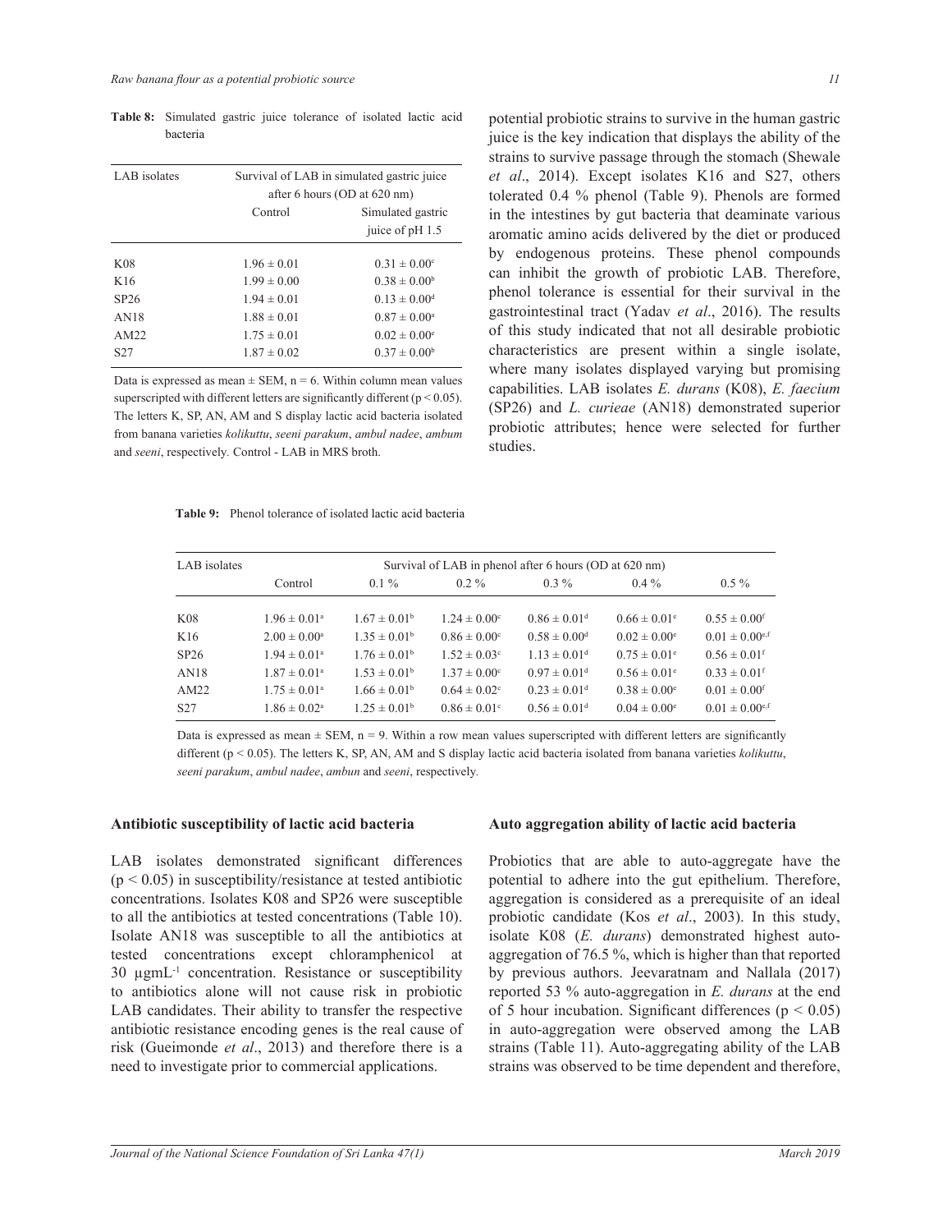**Table 8:** Simulated gastric juice tolerance of isolated lactic acid bacteria

| LAB isolates | Survival of LAB in simulated gastric juice after 6 hours (OD at 620 nm) | |
|---|---|---|
| | Control | Simulated gastric juice of pH 1.5 |
| K08 | 1.96 ± 0.01 | 0.31 ± 0.00$^{c}$ |
| K16 | 1.99 ± 0.00 | 0.38 ± 0.00$^{b}$ |
| SP26 | 1.94 ± 0.01 | 0.13 ± 0.00$^{d}$ |
| AN18 | 1.88 ± 0.01 | 0.87 ± 0.00$^{a}$ |
| AM22 | 1.75 ± 0.01 | 0.02 ± 0.00$^{e}$ |
| S27 | 1.87 ± 0.02 | 0.37 ± 0.00$^{b}$ |

Data is expressed as mean ± SEM, n = 6. Within column mean values superscripted with different letters are significantly different ($p < 0.05$). The letters K, SP, AN, AM and S display lactic acid bacteria isolated from banana varieties *kolikuttu*, *seeni parakum*, *ambul nadee*, *ambum* and *seeni*, respectively. Control - LAB in MRS broth.

potential probiotic strains to survive in the human gastric juice is the key indication that displays the ability of the strains to survive passage through the stomach (Shewale *et al*., 2014). Except isolates K16 and S27, others tolerated 0.4 % phenol (Table 9). Phenols are formed in the intestines by gut bacteria that deaminate various aromatic amino acids delivered by the diet or produced by endogenous proteins. These phenol compounds can inhibit the growth of probiotic LAB. Therefore, phenol tolerance is essential for their survival in the gastrointestinal tract (Yadav *et al*., 2016). The results of this study indicated that not all desirable probiotic characteristics are present within a single isolate, where many isolates displayed varying but promising capabilities. LAB isolates *E. durans* (K08), *E. faecium* (SP26) and *L. curieae* (AN18) demonstrated superior probiotic attributes; hence were selected for further studies.

**Table 9:** Phenol tolerance of isolated lactic acid bacteria

| LAB isolates | Survival of LAB in phenol after 6 hours (OD at 620 nm) | | | | | |
|---|---|---|---|---|---|---|
| | Control | 0.1 % | 0.2 % | 0.3 % | 0.4 % | 0.5 % |
| K08 | 1.96 ± 0.01$^{a}$ | 1.67 ± 0.01$^{b}$ | 1.24 ± 0.00$^{c}$ | 0.86 ± 0.01$^{d}$ | 0.66 ± 0.01$^{e}$ | 0.55 ± 0.00$^{f}$ |
| K16 | 2.00 ± 0.00$^{a}$ | 1.35 ± 0.01$^{b}$ | 0.86 ± 0.00$^{c}$ | 0.58 ± 0.00$^{d}$ | 0.02 ± 0.00$^{e}$ | 0.01 ± 0.00$^{e,f}$ |
| SP26 | 1.94 ± 0.01$^{a}$ | 1.76 ± 0.01$^{b}$ | 1.52 ± 0.03$^{c}$ | 1.13 ± 0.01$^{d}$ | 0.75 ± 0.01$^{e}$ | 0.56 ± 0.01$^{f}$ |
| AN18 | 1.87 ± 0.01$^{a}$ | 1.53 ± 0.01$^{b}$ | 1.37 ± 0.00$^{c}$ | 0.97 ± 0.01$^{d}$ | 0.56 ± 0.01$^{e}$ | 0.33 ± 0.01$^{f}$ |
| AM22 | 1.75 ± 0.01$^{a}$ | 1.66 ± 0.01$^{b}$ | 0.64 ± 0.02$^{c}$ | 0.23 ± 0.01$^{d}$ | 0.38 ± 0.00$^{e}$ | 0.01 ± 0.00$^{f}$ |
| S27 | 1.86 ± 0.02$^{a}$ | 1.25 ± 0.01$^{b}$ | 0.86 ± 0.01$^{c}$ | 0.56 ± 0.01$^{d}$ | 0.04 ± 0.00$^{e}$ | 0.01 ± 0.00$^{e,f}$ |

Data is expressed as mean ± SEM, n = 9. Within a row mean values superscripted with different letters are significantly different ($p < 0.05$). The letters K, SP, AN, AM and S display lactic acid bacteria isolated from banana varieties *kolikuttu*, *seeni parakum*, *ambul nadee*, *ambun* and *seeni*, respectively.

### Antibiotic susceptibility of lactic acid bacteria

LAB isolates demonstrated significant differences ($p < 0.05$) in susceptibility/resistance at tested antibiotic concentrations. Isolates K08 and SP26 were susceptible to all the antibiotics at tested concentrations (Table 10). Isolate AN18 was susceptible to all the antibiotics at tested concentrations except chloramphenicol at 30 µgmL$^{-1}$ concentration. Resistance or susceptibility to antibiotics alone will not cause risk in probiotic LAB candidates. Their ability to transfer the respective antibiotic resistance encoding genes is the real cause of risk (Gueimonde *et al*., 2013) and therefore there is a need to investigate prior to commercial applications.

### Auto aggregation ability of lactic acid bacteria

Probiotics that are able to auto-aggregate have the potential to adhere into the gut epithelium. Therefore, aggregation is considered as a prerequisite of an ideal probiotic candidate (Kos *et al*., 2003). In this study, isolate K08 (*E. durans*) demonstrated highest auto-aggregation of 76.5 %, which is higher than that reported by previous authors. Jeevaratnam and Nallala (2017) reported 53 % auto-aggregation in *E. durans* at the end of 5 hour incubation. Significant differences ($p < 0.05$) in auto-aggregation were observed among the LAB strains (Table 11). Auto-aggregating ability of the LAB strains was observed to be time dependent and therefore,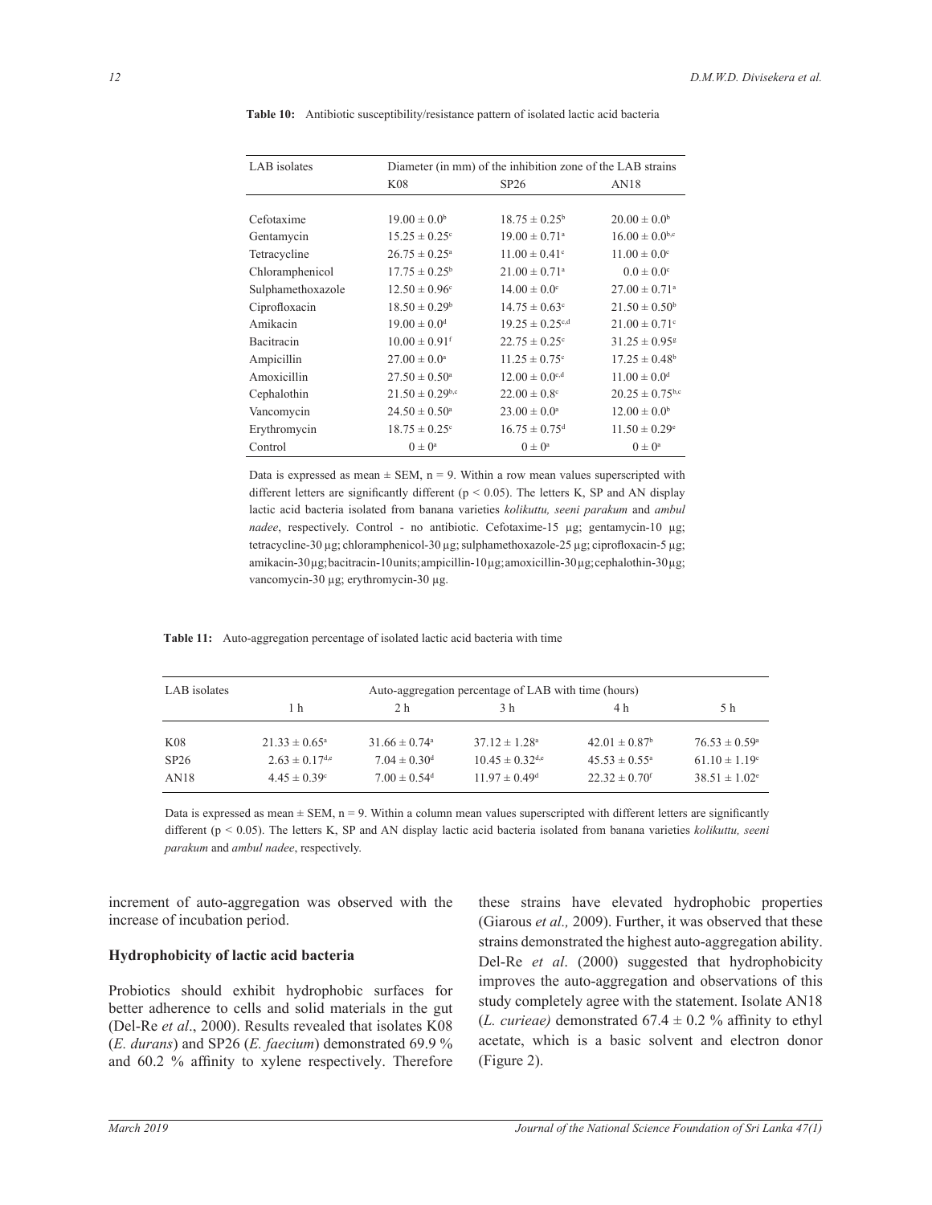**Table 10:** Antibiotic susceptibility/resistance pattern of isolated lactic acid bacteria

| LAB isolates | Diameter (in mm) of the inhibition zone of the LAB strains | | |
|---|---|---|---|
| | K08 | SP26 | AN18 |
| Cefotaxime | $19.00 \pm 0.0^{b}$ | $18.75 \pm 0.25^{b}$ | $20.00 \pm 0.0^{b}$ |
| Gentamycin | $15.25 \pm 0.25^{c}$ | $19.00 \pm 0.71^{a}$ | $16.00 \pm 0.0^{b,c}$ |
| Tetracycline | $26.75 \pm 0.25^{a}$ | $11.00 \pm 0.41^{c}$ | $11.00 \pm 0.0^{c}$ |
| Chloramphenicol | $17.75 \pm 0.25^{b}$ | $21.00 \pm 0.71^{a}$ | $0.0 \pm 0.0^{c}$ |
| Sulphamethoxazole | $12.50 \pm 0.96^{c}$ | $14.00 \pm 0.0^{c}$ | $27.00 \pm 0.71^{a}$ |
| Ciprofloxacin | $18.50 \pm 0.29^{b}$ | $14.75 \pm 0.63^{c}$ | $21.50 \pm 0.50^{b}$ |
| Amikacin | $19.00 \pm 0.0^{d}$ | $19.25 \pm 0.25^{c,d}$ | $21.00 \pm 0.71^{c}$ |
| Bacitracin | $10.00 \pm 0.91^{f}$ | $22.75 \pm 0.25^{c}$ | $31.25 \pm 0.95^{g}$ |
| Ampicillin | $27.00 \pm 0.0^{a}$ | $11.25 \pm 0.75^{c}$ | $17.25 \pm 0.48^{b}$ |
| Amoxicillin | $27.50 \pm 0.50^{a}$ | $12.00 \pm 0.0^{c,d}$ | $11.00 \pm 0.0^{d}$ |
| Cephalothin | $21.50 \pm 0.29^{b,c}$ | $22.00 \pm 0.8^{c}$ | $20.25 \pm 0.75^{b,c}$ |
| Vancomycin | $24.50 \pm 0.50^{a}$ | $23.00 \pm 0.0^{a}$ | $12.00 \pm 0.0^{b}$ |
| Erythromycin | $18.75 \pm 0.25^{c}$ | $16.75 \pm 0.75^{d}$ | $11.50 \pm 0.29^{e}$ |
| Control | $0 \pm 0^{a}$ | $0 \pm 0^{a}$ | $0 \pm 0^{a}$ |

Data is expressed as mean ± SEM, n = 9. Within a row mean values superscripted with different letters are significantly different ($p < 0.05$). The letters K, SP and AN display lactic acid bacteria isolated from banana varieties *kolikuttu, seeni parakum* and *ambul nadee*, respectively. Control - no antibiotic. Cefotaxime-15 µg; gentamycin-10 µg; tetracycline-30 µg; chloramphenicol-30 µg; sulphamethoxazole-25 µg; ciprofloxacin-5 µg; amikacin-30 µg; bacitracin-10 units; ampicillin-10 µg; amoxicillin-30 µg; cephalothin-30 µg; vancomycin-30 µg; erythromycin-30 µg.

**Table 11:** Auto-aggregation percentage of isolated lactic acid bacteria with time

| LAB isolates | Auto-aggregation percentage of LAB with time (hours) | | | | |
|---|---|---|---|---|---|
| | 1 h | 2 h | 3 h | 4 h | 5 h |
| K08 | $21.33 \pm 0.65^{a}$ | $31.66 \pm 0.74^{a}$ | $37.12 \pm 1.28^{a}$ | $42.01 \pm 0.87^{b}$ | $76.53 \pm 0.59^{a}$ |
| SP26 | $2.63 \pm 0.17^{d,e}$ | $7.04 \pm 0.30^{d}$ | $10.45 \pm 0.32^{d,e}$ | $45.53 \pm 0.55^{a}$ | $61.10 \pm 1.19^{c}$ |
| AN18 | $4.45 \pm 0.39^{c}$ | $7.00 \pm 0.54^{d}$ | $11.97 \pm 0.49^{d}$ | $22.32 \pm 0.70^{f}$ | $38.51 \pm 1.02^{e}$ |

Data is expressed as mean ± SEM, n = 9. Within a column mean values superscripted with different letters are significantly different ($p < 0.05$). The letters K, SP and AN display lactic acid bacteria isolated from banana varieties *kolikuttu, seeni parakum* and *ambul nadee*, respectively.

increment of auto-aggregation was observed with the increase of incubation period.

### Hydrophobicity of lactic acid bacteria

Probiotics should exhibit hydrophobic surfaces for better adherence to cells and solid materials in the gut (Del-Re *et al*., 2000). Results revealed that isolates K08 (*E. durans*) and SP26 (*E. faecium*) demonstrated 69.9 % and 60.2 % affinity to xylene respectively. Therefore these strains have elevated hydrophobic properties (Giarous *et al.,* 2009). Further, it was observed that these strains demonstrated the highest auto-aggregation ability. Del-Re *et al*. (2000) suggested that hydrophobicity improves the auto-aggregation and observations of this study completely agree with the statement. Isolate AN18 (*L. curieae)* demonstrated 67.4 ± 0.2 % affinity to ethyl acetate, which is a basic solvent and electron donor (Figure 2).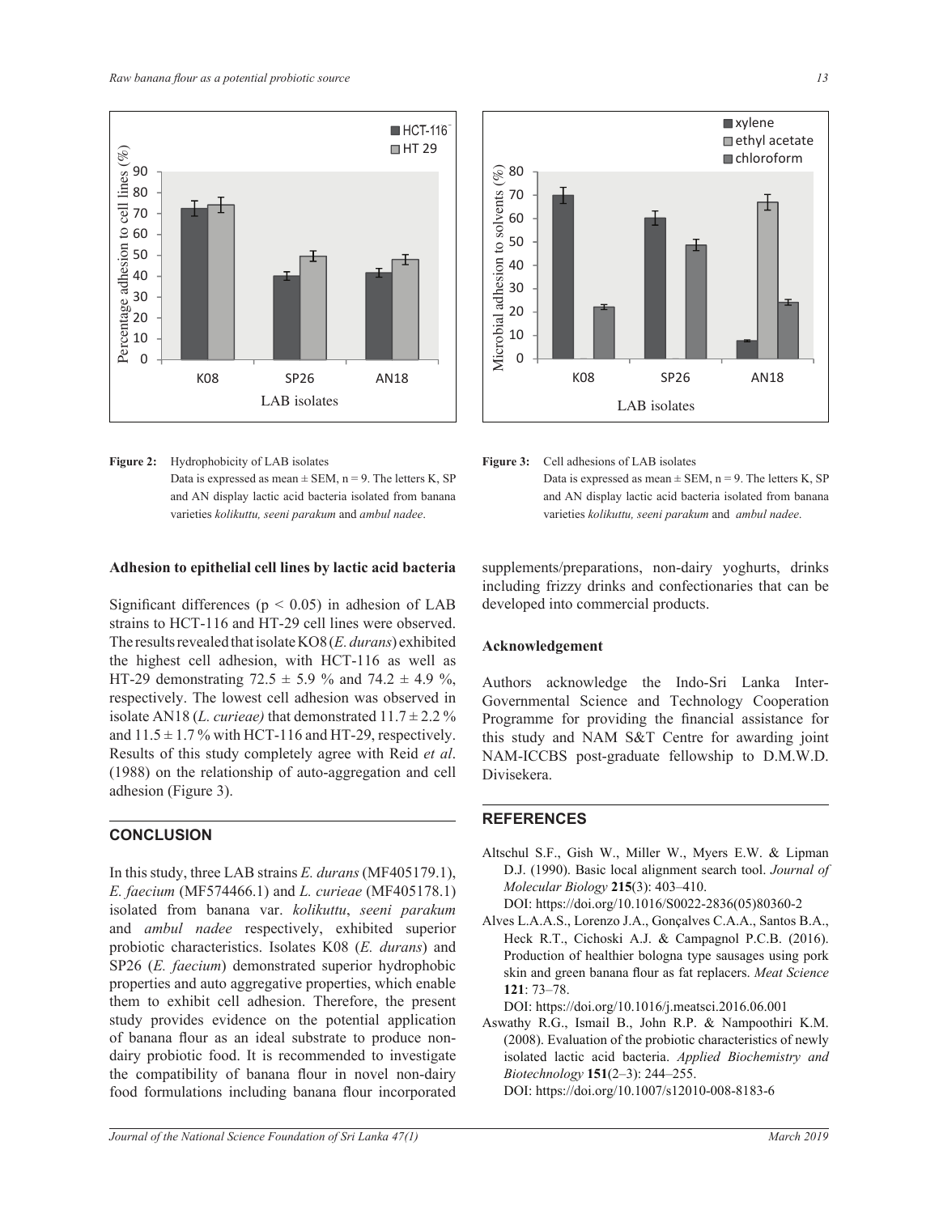Figure 2: Hydrophobicity of LAB isolates
Data is expressed as mean ± SEM, n = 9. The letters K, SP and AN display lactic acid bacteria isolated from banana varieties *kolikuttu, seeni parakum* and *ambul nadee*.

Figure 3: Cell adhesions of LAB isolates
Data is expressed as mean ± SEM, n = 9. The letters K, SP and AN display lactic acid bacteria isolated from banana varieties *kolikuttu, seeni parakum* and *ambul nadee*.

**Adhesion to epithelial cell lines by lactic acid bacteria**

Significant differences ($p < 0.05$) in adhesion of LAB strains to HCT-116 and HT-29 cell lines were observed. The results revealed that isolate KO8 (*E. durans*) exhibited the highest cell adhesion, with HCT-116 as well as HT-29 demonstrating 72.5 ± 5.9 % and 74.2 ± 4.9 %, respectively. The lowest cell adhesion was observed in isolate AN18 (*L. curieae)* that demonstrated 11.7 ± 2.2 % and 11.5 ± 1.7 % with HCT-116 and HT-29, respectively. Results of this study completely agree with Reid *et al*. (1988) on the relationship of auto-aggregation and cell adhesion (Figure 3).

## CONCLUSION

In this study, three LAB strains *E. durans* (MF405179.1), *E. faecium* (MF574466.1) and *L. curieae* (MF405178.1) isolated from banana var. *kolikuttu*, *seeni parakum* and *ambul nadee* respectively, exhibited superior probiotic characteristics. Isolates K08 (*E. durans*) and SP26 (*E. faecium*) demonstrated superior hydrophobic properties and auto aggregative properties, which enable them to exhibit cell adhesion. Therefore, the present study provides evidence on the potential application of banana flour as an ideal substrate to produce non-dairy probiotic food. It is recommended to investigate the compatibility of banana flour in novel non-dairy food formulations including banana flour incorporated supplements/preparations, non-dairy yoghurts, drinks including frizzy drinks and confectionaries that can be developed into commercial products.

**Acknowledgement**

Authors acknowledge the Indo-Sri Lanka Inter-Governmental Science and Technology Cooperation Programme for providing the financial assistance for this study and NAM S&T Centre for awarding joint NAM-ICCBS post-graduate fellowship to D.M.W.D. Divisekera.

## REFERENCES

Altschul S.F., Gish W., Miller W., Myers E.W. & Lipman D.J. (1990). Basic local alignment search tool. *Journal of Molecular Biology* **215**(3): 403–410.
DOI: https://doi.org/10.1016/S0022-2836(05)80360-2

Alves L.A.A.S., Lorenzo J.A., Gonçalves C.A.A., Santos B.A., Heck R.T., Cichoski A.J. & Campagnol P.C.B. (2016). Production of healthier bologna type sausages using pork skin and green banana flour as fat replacers. *Meat Science* **121**: 73–78.
DOI: https://doi.org/10.1016/j.meatsci.2016.06.001

Aswathy R.G., Ismail B., John R.P. & Nampoothiri K.M. (2008). Evaluation of the probiotic characteristics of newly isolated lactic acid bacteria. *Applied Biochemistry and Biotechnology* **151**(2–3): 244–255.
DOI: https://doi.org/10.1007/s12010-008-8183-6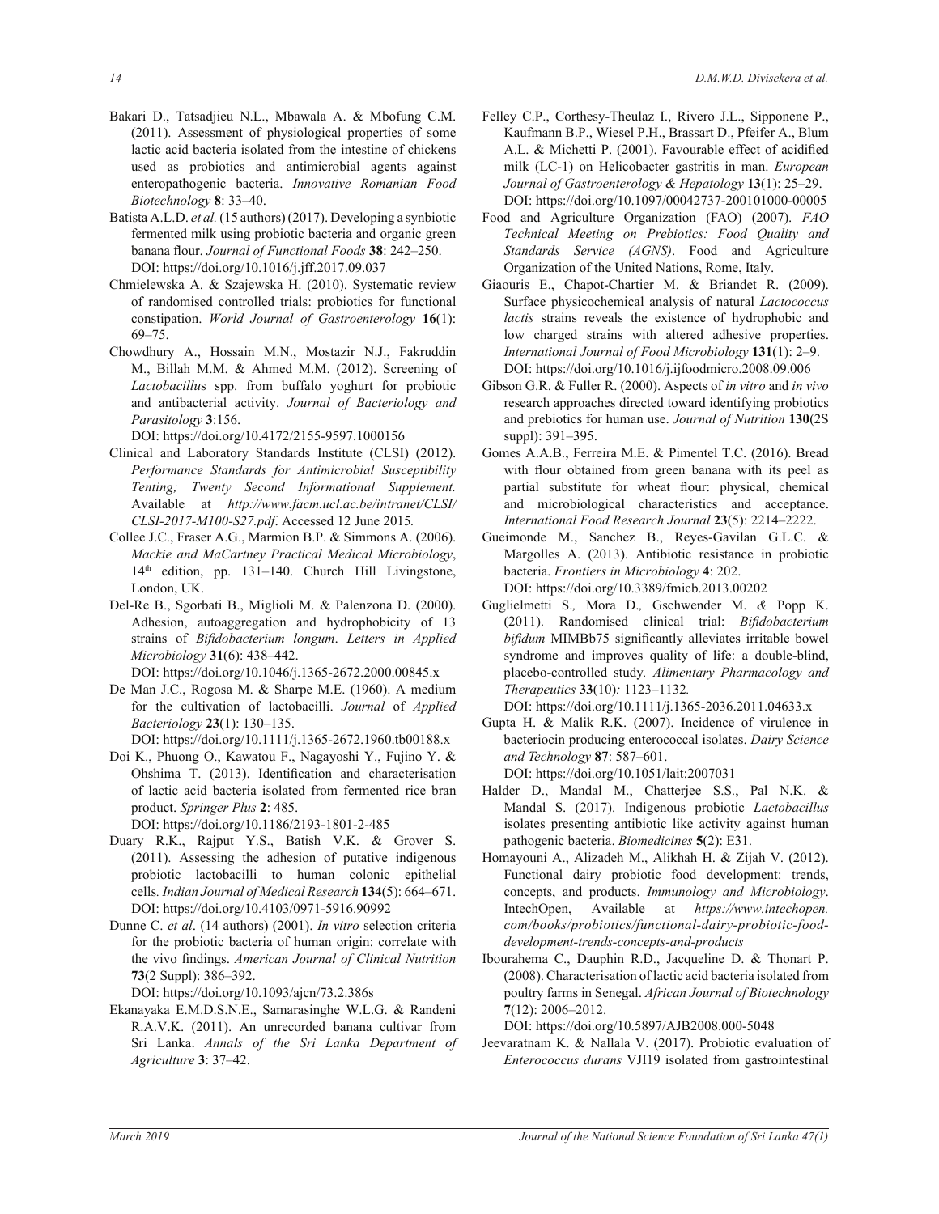Bakari D., Tatsadjieu N.L., Mbawala A. & Mbofung C.M. (2011). Assessment of physiological properties of some lactic acid bacteria isolated from the intestine of chickens used as probiotics and antimicrobial agents against enteropathogenic bacteria. *Innovative Romanian Food Biotechnology* **8**: 33–40.

Batista A.L.D. *et al.* (15 authors) (2017). Developing a synbiotic fermented milk using probiotic bacteria and organic green banana flour. *Journal of Functional Foods* **38**: 242–250. DOI: https://doi.org/10.1016/j.jff.2017.09.037

Chmielewska A. & Szajewska H. (2010). Systematic review of randomised controlled trials: probiotics for functional constipation. *World Journal of Gastroenterology* **16**(1): 69–75.

Chowdhury A., Hossain M.N., Mostazir N.J., Fakruddin M., Billah M.M. & Ahmed M.M. (2012). Screening of *Lactobacillu*s spp. from buffalo yoghurt for probiotic and antibacterial activity. *Journal of Bacteriology and Parasitology* **3**:156. DOI: https://doi.org/10.4172/2155-9597.1000156

Clinical and Laboratory Standards Institute (CLSI) (2012). *Performance Standards for Antimicrobial Susceptibility Tenting; Twenty Second Informational Supplement.* Available at *http://www.facm.ucl.ac.be/intranet/CLSI/CLSI-2017-M100-S27.pdf*. Accessed 12 June 2015*.*

Collee J.C., Fraser A.G., Marmion B.P. & Simmons A. (2006). *Mackie and MaCartney Practical Medical Microbiology*, 14th edition, pp. 131–140. Church Hill Livingstone, London, UK.

Del-Re B., Sgorbati B., Miglioli M. & Palenzona D. (2000). Adhesion, autoaggregation and hydrophobicity of 13 strains of *Bifidobacterium longum*. *Letters in Applied Microbiology* **31**(6): 438–442. DOI: https://doi.org/10.1046/j.1365-2672.2000.00845.x

De Man J.C., Rogosa M. & Sharpe M.E. (1960). A medium for the cultivation of lactobacilli. *Journal* of *Applied Bacteriology* **23**(1): 130–135. DOI: https://doi.org/10.1111/j.1365-2672.1960.tb00188.x

Doi K., Phuong O., Kawatou F., Nagayoshi Y., Fujino Y. & Ohshima T. (2013). Identification and characterisation of lactic acid bacteria isolated from fermented rice bran product. *Springer Plus* **2**: 485. DOI: https://doi.org/10.1186/2193-1801-2-485

Duary R.K., Rajput Y.S., Batish V.K. & Grover S. (2011). Assessing the adhesion of putative indigenous probiotic lactobacilli to human colonic epithelial cells*. Indian Journal of Medical Research* **134**(5): 664–671. DOI: https://doi.org/10.4103/0971-5916.90992

Dunne C. *et al*. (14 authors) (2001). *In vitro* selection criteria for the probiotic bacteria of human origin: correlate with the vivo findings. *American Journal of Clinical Nutrition* **73**(2 Suppl): 386–392. DOI: https://doi.org/10.1093/ajcn/73.2.386s

Ekanayaka E.M.D.S.N.E., Samarasinghe W.L.G. & Randeni R.A.V.K. (2011). An unrecorded banana cultivar from Sri Lanka. *Annals of the Sri Lanka Department of Agriculture* **3**: 37–42.

Felley C.P., Corthesy-Theulaz I., Rivero J.L., Sipponene P., Kaufmann B.P., Wiesel P.H., Brassart D., Pfeifer A., Blum A.L. & Michetti P. (2001). Favourable effect of acidified milk (LC-1) on Helicobacter gastritis in man. *European Journal of Gastroenterology & Hepatology* **13**(1): 25–29. DOI: https://doi.org/10.1097/00042737-200101000-00005

Food and Agriculture Organization (FAO) (2007). *FAO Technical Meeting on Prebiotics: Food Quality and Standards Service (AGNS)*. Food and Agriculture Organization of the United Nations, Rome, Italy.

Giaouris E., Chapot-Chartier M. & Briandet R. (2009). Surface physicochemical analysis of natural *Lactococcus lactis* strains reveals the existence of hydrophobic and low charged strains with altered adhesive properties. *International Journal of Food Microbiology* **131**(1): 2–9. DOI: https://doi.org/10.1016/j.ijfoodmicro.2008.09.006

Gibson G.R. & Fuller R. (2000). Aspects of *in vitro* and *in vivo* research approaches directed toward identifying probiotics and prebiotics for human use. *Journal of Nutrition* **130**(2S suppl): 391–395.

Gomes A.A.B., Ferreira M.E. & Pimentel T.C. (2016). Bread with flour obtained from green banana with its peel as partial substitute for wheat flour: physical, chemical and microbiological characteristics and acceptance. *International Food Research Journal* **23**(5): 2214–2222.

Gueimonde M., Sanchez B., Reyes-Gavilan G.L.C. & Margolles A. (2013). Antibiotic resistance in probiotic bacteria. *Frontiers in Microbiology* **4**: 202. DOI: https://doi.org/10.3389/fmicb.2013.00202

Guglielmetti S*.*, Mora D*.*, Gschwender M. *&* Popp K. (2011). Randomised clinical trial: *Bifidobacterium bifidum* MIMBb75 significantly alleviates irritable bowel syndrome and improves quality of life: a double-blind, placebo-controlled study*. Alimentary Pharmacology and Therapeutics* **33**(10)*:* 1123–1132*.* DOI: https://doi.org/10.1111/j.1365-2036.2011.04633.x

Gupta H. & Malik R.K. (2007). Incidence of virulence in bacteriocin producing enterococcal isolates. *Dairy Science and Technology* **87**: 587–601. DOI: https://doi.org/10.1051/lait:2007031

Halder D., Mandal M., Chatterjee S.S., Pal N.K. & Mandal S. (2017). Indigenous probiotic *Lactobacillus* isolates presenting antibiotic like activity against human pathogenic bacteria. *Biomedicines* **5**(2): E31.

Homayouni A., Alizadeh M., Alikhah H. & Zijah V. (2012). Functional dairy probiotic food development: trends, concepts, and products. *Immunology and Microbiology*. IntechOpen, Available at *https://www.intechopen.com/books/probiotics/functional-dairy-probiotic-food-development-trends-concepts-and-products*

Ibourahema C., Dauphin R.D., Jacqueline D. & Thonart P. (2008). Characterisation of lactic acid bacteria isolated from poultry farms in Senegal. *African Journal of Biotechnology* **7**(12): 2006–2012. DOI: https://doi.org/10.5897/AJB2008.000-5048

Jeevaratnam K. & Nallala V. (2017). Probiotic evaluation of *Enterococcus durans* VJI19 isolated from gastrointestinal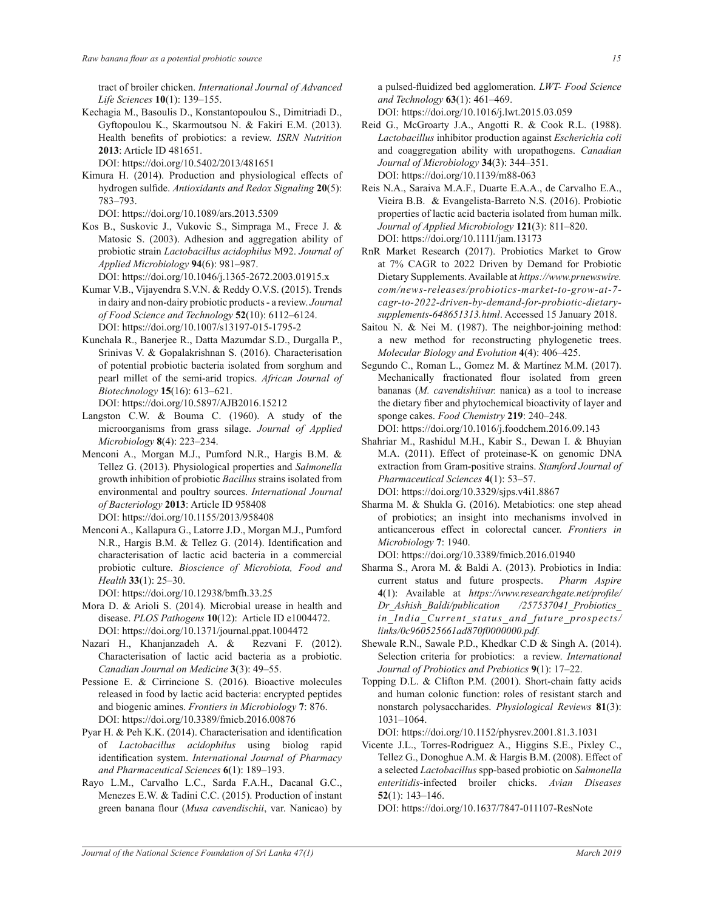tract of broiler chicken. *International Journal of Advanced Life Sciences* **10**(1): 139–155.

Kechagia M., Basoulis D., Konstantopoulou S., Dimitriadi D., Gyftopoulou K., Skarmoutsou N. & Fakiri E.M. (2013). Health benefits of probiotics: a review. *ISRN Nutrition* **2013**: Article ID 481651.
DOI: https://doi.org/10.5402/2013/481651

Kimura H. (2014). Production and physiological effects of hydrogen sulfide. *Antioxidants and Redox Signaling* **20**(5): 783–793.
DOI: https://doi.org/10.1089/ars.2013.5309

Kos B., Suskovic J., Vukovic S., Simpraga M., Frece J. & Matosic S. (2003). Adhesion and aggregation ability of probiotic strain *Lactobacillus acidophilus* M92. *Journal of Applied Microbiology* **94**(6): 981–987.
DOI: https://doi.org/10.1046/j.1365-2672.2003.01915.x

Kumar V.B., Vijayendra S.V.N. & Reddy O.V.S. (2015). Trends in dairy and non-dairy probiotic products - a review. *Journal of Food Science and Technology* **52**(10): 6112–6124.
DOI: https://doi.org/10.1007/s13197-015-1795-2

Kunchala R., Banerjee R., Datta Mazumdar S.D., Durgalla P., Srinivas V. & Gopalakrishnan S. (2016). Characterisation of potential probiotic bacteria isolated from sorghum and pearl millet of the semi-arid tropics. *African Journal of Biotechnology* **15**(16): 613–621.
DOI: https://doi.org/10.5897/AJB2016.15212

Langston C.W. & Bouma C. (1960). A study of the microorganisms from grass silage. *Journal of Applied Microbiology* **8**(4): 223–234.

Menconi A., Morgan M.J., Pumford N.R., Hargis B.M. & Tellez G. (2013). Physiological properties and *Salmonella* growth inhibition of probiotic *Bacillus* strains isolated from environmental and poultry sources. *International Journal of Bacteriology* **2013**: Article ID 958408
DOI: https://doi.org/10.1155/2013/958408

Menconi A., Kallapura G., Latorre J.D., Morgan M.J., Pumford N.R., Hargis B.M. & Tellez G. (2014). Identification and characterisation of lactic acid bacteria in a commercial probiotic culture. *Bioscience of Microbiota, Food and Health* **33**(1): 25–30.
DOI: https://doi.org/10.12938/bmfh.33.25

Mora D. & Arioli S. (2014). Microbial urease in health and disease. *PLOS Pathogens* **10**(12): Article ID e1004472.
DOI: https://doi.org/10.1371/journal.ppat.1004472

Nazari H., Khanjanzadeh A. & Rezvani F. (2012). Characterisation of lactic acid bacteria as a probiotic. *Canadian Journal on Medicine* **3**(3): 49–55.

Pessione E. & Cirrincione S. (2016). Bioactive molecules released in food by lactic acid bacteria: encrypted peptides and biogenic amines. *Frontiers in Microbiology* **7**: 876.
DOI: https://doi.org/10.3389/fmicb.2016.00876

Pyar H. & Peh K.K. (2014). Characterisation and identification of *Lactobacillus acidophilus* using biolog rapid identification system. *International Journal of Pharmacy and Pharmaceutical Sciences* **6**(1): 189–193.

Rayo L.M., Carvalho L.C., Sarda F.A.H., Dacanal G.C., Menezes E.W. & Tadini C.C. (2015). Production of instant green banana flour (*Musa cavendischii*, var. Nanicao) by a pulsed-fluidized bed agglomeration. *LWT- Food Science and Technology* **63**(1): 461–469.
DOI: https://doi.org/10.1016/j.lwt.2015.03.059

Reid G., McGroarty J.A., Angotti R. & Cook R.L. (1988). *Lactobacillus* inhibitor production against *Escherichia coli* and coaggregation ability with uropathogens. *Canadian Journal of Microbiology* **34**(3): 344–351.
DOI: https://doi.org/10.1139/m88-063

Reis N.A., Saraiva M.A.F., Duarte E.A.A., de Carvalho E.A., Vieira B.B. & Evangelista-Barreto N.S. (2016). Probiotic properties of lactic acid bacteria isolated from human milk. *Journal of Applied Microbiology* **121**(3): 811–820.
DOI: https://doi.org/10.1111/jam.13173

RnR Market Research (2017). Probiotics Market to Grow at 7% CAGR to 2022 Driven by Demand for Probiotic Dietary Supplements. Available at *https://www.prnewswire.com/news-releases/probiotics-market-to-grow-at-7-cagr-to-2022-driven-by-demand-for-probiotic-dietary-supplements-648651313.html*. Accessed 15 January 2018.

Saitou N. & Nei M. (1987). The neighbor-joining method: a new method for reconstructing phylogenetic trees. *Molecular Biology and Evolution* **4**(4): 406–425.

Segundo C., Roman L., Gomez M. & Martínez M.M. (2017). Mechanically fractionated flour isolated from green bananas (*M. cavendishiivar.* nanica) as a tool to increase the dietary fiber and phytochemical bioactivity of layer and sponge cakes. *Food Chemistry* **219**: 240–248.
DOI: https://doi.org/10.1016/j.foodchem.2016.09.143

Shahriar M., Rashidul M.H., Kabir S., Dewan I. & Bhuyian M.A. (2011). Effect of proteinase-K on genomic DNA extraction from Gram-positive strains. *Stamford Journal of Pharmaceutical Sciences* **4**(1): 53–57.
DOI: https://doi.org/10.3329/sjps.v4i1.8867

Sharma M. & Shukla G. (2016). Metabiotics: one step ahead of probiotics; an insight into mechanisms involved in anticancerous effect in colorectal cancer. *Frontiers in Microbiology* **7**: 1940.
DOI: https://doi.org/10.3389/fmicb.2016.01940

Sharma S., Arora M. & Baldi A. (2013). Probiotics in India: current status and future prospects. *Pharm Aspire* **4**(1): Available at *https://www.researchgate.net/profile/Dr_Ashish_Baldi/publication /257537041_Probiotics_in_India_Current_status_and_future_prospects/links/0c960525661ad870f0000000.pdf.*

Shewale R.N., Sawale P.D., Khedkar C.D & Singh A. (2014). Selection criteria for probiotics: a review. *International Journal of Probiotics and Prebiotics* **9**(1): 17–22.

Topping D.L. & Clifton P.M. (2001). Short-chain fatty acids and human colonic function: roles of resistant starch and nonstarch polysaccharides. *Physiological Reviews* **81**(3): 1031–1064.
DOI: https://doi.org/10.1152/physrev.2001.81.3.1031

Vicente J.L., Torres-Rodriguez A., Higgins S.E., Pixley C., Tellez G., Donoghue A.M. & Hargis B.M. (2008). Effect of a selected *Lactobacillus* spp-based probiotic on *Salmonella enteritidis*-infected broiler chicks. *Avian Diseases* **52**(1): 143–146.
DOI: https://doi.org/10.1637/7847-011107-ResNote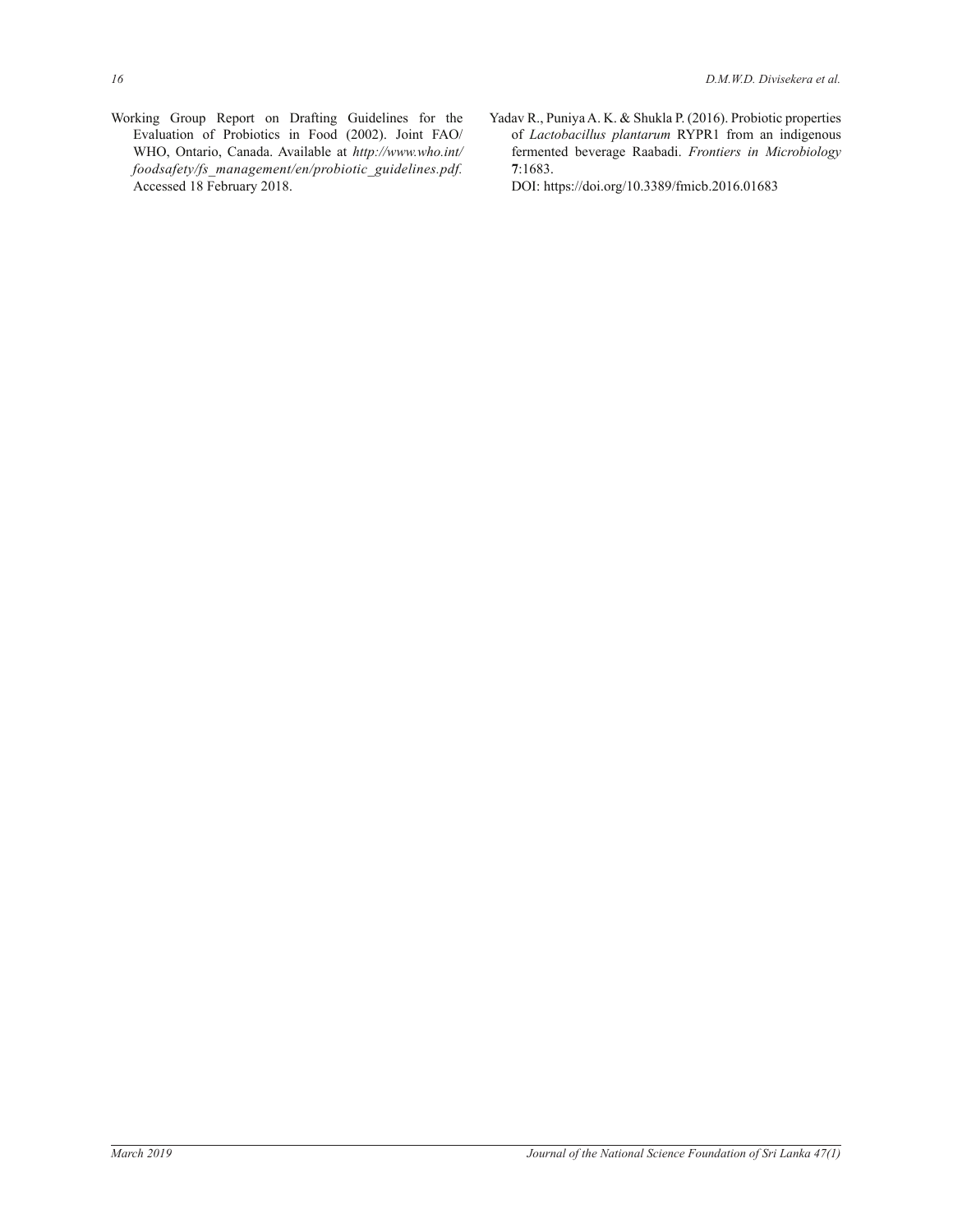Working Group Report on Drafting Guidelines for the Evaluation of Probiotics in Food (2002). Joint FAO/WHO, Ontario, Canada. Available at *http://www.who.int/foodsafety/fs_management/en/probiotic_guidelines.pdf.* Accessed 18 February 2018.

Yadav R., Puniya A. K. & Shukla P. (2016). Probiotic properties of *Lactobacillus plantarum* RYPR1 from an indigenous fermented beverage Raabadi. *Frontiers in Microbiology* **7**:1683.
DOI: https://doi.org/10.3389/fmicb.2016.01683